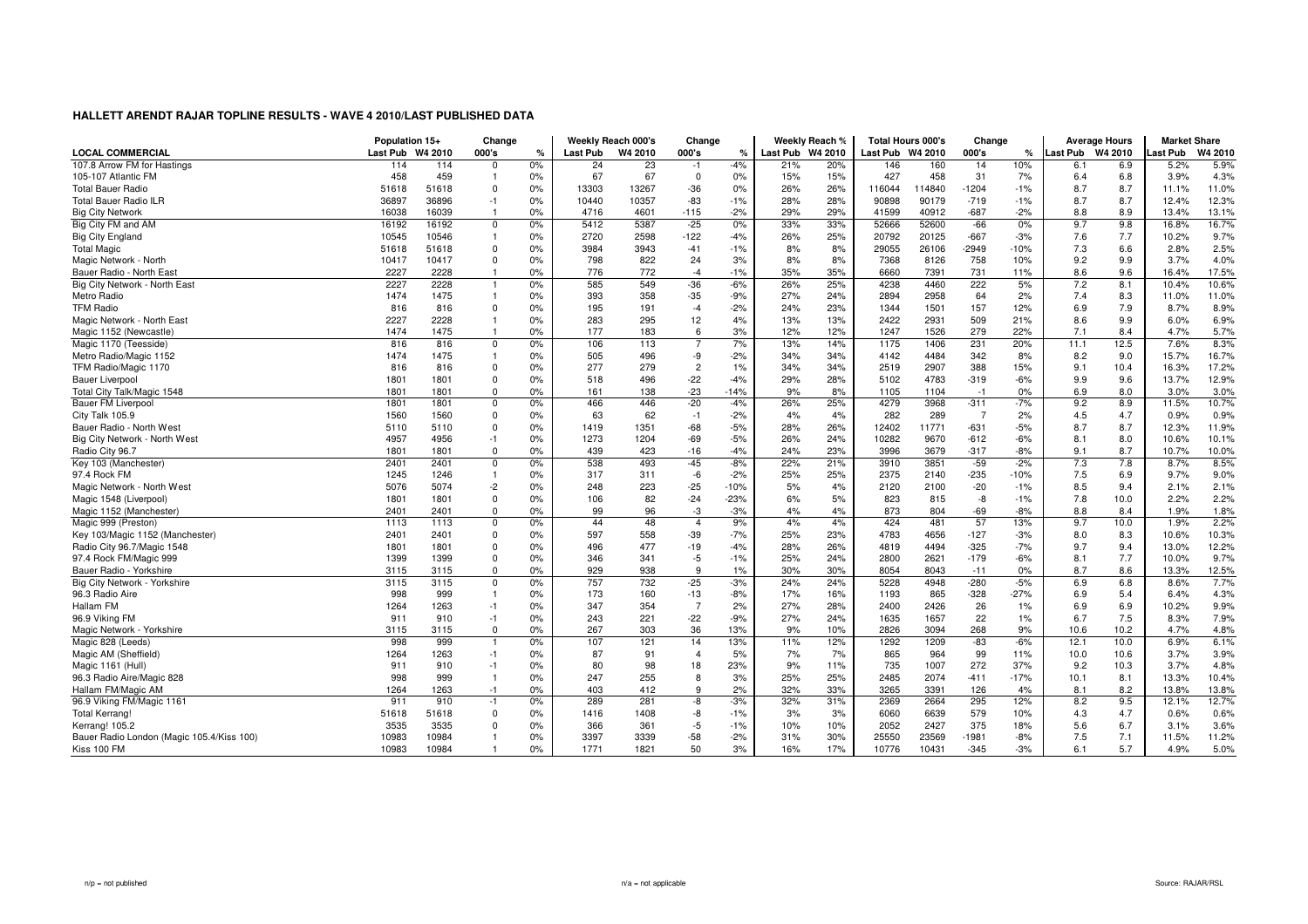# HALLETT ARENDT RAJAR TOPLINE RESULTS - WAVE 4 2010/LAST PUBLISHED DATA

| | Population 15+ | | Change | | Weekly Reach 000's | | Change | | Weekly Reach % | | Total Hours 000's | | Change | | Average Hours | | Market Share | |
|---|---|---|---|---|---|---|---|---|---|---|---|---|---|---|---|---|---|---|
| LOCAL COMMERCIAL | Last Pub | W4 2010 | 000's | % | Last Pub | W4 2010 | 000's | % | Last Pub | W4 2010 | Last Pub | W4 2010 | 000's | % | Last Pub | W4 2010 | Last Pub | W4 2010 |
| 107.8 Arrow FM for Hastings | 114 | 114 | 0 | 0% | 24 | 23 | -1 | -4% | 21% | 20% | 146 | 160 | 14 | 10% | 6.1 | 6.9 | 5.2% | 5.9% |
| 105-107 Atlantic FM | 458 | 459 | 1 | 0% | 67 | 67 | 0 | 0% | 15% | 15% | 427 | 458 | 31 | 7% | 6.4 | 6.8 | 3.9% | 4.3% |
| Total Bauer Radio | 51618 | 51618 | 0 | 0% | 13303 | 13267 | -36 | 0% | 26% | 26% | 116044 | 114840 | -1204 | -1% | 8.7 | 8.7 | 11.1% | 11.0% |
| Total Bauer Radio ILR | 36897 | 36896 | -1 | 0% | 10440 | 10357 | -83 | -1% | 28% | 28% | 90898 | 90179 | -719 | -1% | 8.7 | 8.7 | 12.4% | 12.3% |
| Big City Network | 16038 | 16039 | 1 | 0% | 4716 | 4601 | -115 | -2% | 29% | 29% | 41599 | 40912 | -687 | -2% | 8.8 | 8.9 | 13.4% | 13.1% |
| Big City FM and AM | 16192 | 16192 | 0 | 0% | 5412 | 5387 | -25 | 0% | 33% | 33% | 52666 | 52600 | -66 | 0% | 9.7 | 9.8 | 16.8% | 16.7% |
| Big City England | 10545 | 10546 | 1 | 0% | 2720 | 2598 | -122 | -4% | 26% | 25% | 20792 | 20125 | -667 | -3% | 7.6 | 7.7 | 10.2% | 9.7% |
| Total Magic | 51618 | 51618 | 0 | 0% | 3984 | 3943 | -41 | -1% | 8% | 8% | 29055 | 26106 | -2949 | -10% | 7.3 | 6.6 | 2.8% | 2.5% |
| Magic Network - North | 10417 | 10417 | 0 | 0% | 798 | 822 | 24 | 3% | 8% | 8% | 7368 | 8126 | 758 | 10% | 9.2 | 9.9 | 3.7% | 4.0% |
| Bauer Radio - North East | 2227 | 2228 | 1 | 0% | 776 | 772 | -4 | -1% | 35% | 35% | 6660 | 7391 | 731 | 11% | 8.6 | 9.6 | 16.4% | 17.5% |
| Big City Network - North East | 2227 | 2228 | 1 | 0% | 585 | 549 | -36 | -6% | 26% | 25% | 4238 | 4460 | 222 | 5% | 7.2 | 8.1 | 10.4% | 10.6% |
| Metro Radio | 1474 | 1475 | 1 | 0% | 393 | 358 | -35 | -9% | 27% | 24% | 2894 | 2958 | 64 | 2% | 7.4 | 8.3 | 11.0% | 11.0% |
| TFM Radio | 816 | 816 | 0 | 0% | 195 | 191 | -4 | -2% | 24% | 23% | 1344 | 1501 | 157 | 12% | 6.9 | 7.9 | 8.7% | 8.9% |
| Magic Network - North East | 2227 | 2228 | 1 | 0% | 283 | 295 | 12 | 4% | 13% | 13% | 2422 | 2931 | 509 | 21% | 8.6 | 9.9 | 6.0% | 6.9% |
| Magic 1152 (Newcastle) | 1474 | 1475 | 1 | 0% | 177 | 183 | 6 | 3% | 12% | 12% | 1247 | 1526 | 279 | 22% | 7.1 | 8.4 | 4.7% | 5.7% |
| Magic 1170 (Teesside) | 816 | 816 | 0 | 0% | 106 | 113 | 7 | 7% | 13% | 14% | 1175 | 1406 | 231 | 20% | 11.1 | 12.5 | 7.6% | 8.3% |
| Metro Radio/Magic 1152 | 1474 | 1475 | 1 | 0% | 505 | 496 | -9 | -2% | 34% | 34% | 4142 | 4484 | 342 | 8% | 8.2 | 9.0 | 15.7% | 16.7% |
| TFM Radio/Magic 1170 | 816 | 816 | 0 | 0% | 277 | 279 | 2 | 1% | 34% | 34% | 2519 | 2907 | 388 | 15% | 9.1 | 10.4 | 16.3% | 17.2% |
| Bauer Liverpool | 1801 | 1801 | 0 | 0% | 518 | 496 | -22 | -4% | 29% | 28% | 5102 | 4783 | -319 | -6% | 9.9 | 9.6 | 13.7% | 12.9% |
| Total City Talk/Magic 1548 | 1801 | 1801 | 0 | 0% | 161 | 138 | -23 | -14% | 9% | 8% | 1105 | 1104 | -1 | 0% | 6.9 | 8.0 | 3.0% | 3.0% |
| Bauer FM Liverpool | 1801 | 1801 | 0 | 0% | 466 | 446 | -20 | -4% | 26% | 25% | 4279 | 3968 | -311 | -7% | 9.2 | 8.9 | 11.5% | 10.7% |
| City Talk 105.9 | 1560 | 1560 | 0 | 0% | 63 | 62 | -1 | -2% | 4% | 4% | 282 | 289 | 7 | 2% | 4.5 | 4.7 | 0.9% | 0.9% |
| Bauer Radio - North West | 5110 | 5110 | 0 | 0% | 1419 | 1351 | -68 | -5% | 28% | 26% | 12402 | 11771 | -631 | -5% | 8.7 | 8.7 | 12.3% | 11.9% |
| Big City Network - North West | 4957 | 4956 | -1 | 0% | 1273 | 1204 | -69 | -5% | 26% | 24% | 10282 | 9670 | -612 | -6% | 8.1 | 8.0 | 10.6% | 10.1% |
| Radio City 96.7 | 1801 | 1801 | 0 | 0% | 439 | 423 | -16 | -4% | 24% | 23% | 3996 | 3679 | -317 | -8% | 9.1 | 8.7 | 10.7% | 10.0% |
| Key 103 (Manchester) | 2401 | 2401 | 0 | 0% | 538 | 493 | -45 | -8% | 22% | 21% | 3910 | 3851 | -59 | -2% | 7.3 | 7.8 | 8.7% | 8.5% |
| 97.4 Rock FM | 1245 | 1246 | 1 | 0% | 317 | 311 | -6 | -2% | 25% | 25% | 2375 | 2140 | -235 | -10% | 7.5 | 6.9 | 9.7% | 9.0% |
| Magic Network - North West | 5076 | 5074 | -2 | 0% | 248 | 223 | -25 | -10% | 5% | 4% | 2120 | 2100 | -20 | -1% | 8.5 | 9.4 | 2.1% | 2.1% |
| Magic 1548 (Liverpool) | 1801 | 1801 | 0 | 0% | 106 | 82 | -24 | -23% | 6% | 5% | 823 | 815 | -8 | -1% | 7.8 | 10.0 | 2.2% | 2.2% |
| Magic 1152 (Manchester) | 2401 | 2401 | 0 | 0% | 99 | 96 | -3 | -3% | 4% | 4% | 873 | 804 | -69 | -8% | 8.8 | 8.4 | 1.9% | 1.8% |
| Magic 999 (Preston) | 1113 | 1113 | 0 | 0% | 44 | 48 | 4 | 9% | 4% | 4% | 424 | 481 | 57 | 13% | 9.7 | 10.0 | 1.9% | 2.2% |
| Key 103/Magic 1152 (Manchester) | 2401 | 2401 | 0 | 0% | 597 | 558 | -39 | -7% | 25% | 23% | 4783 | 4656 | -127 | -3% | 8.0 | 8.3 | 10.6% | 10.3% |
| Radio City 96.7/Magic 1548 | 1801 | 1801 | 0 | 0% | 496 | 477 | -19 | -4% | 28% | 26% | 4819 | 4494 | -325 | -7% | 9.7 | 9.4 | 13.0% | 12.2% |
| 97.4 Rock FM/Magic 999 | 1399 | 1399 | 0 | 0% | 346 | 341 | -5 | -1% | 25% | 24% | 2800 | 2621 | -179 | -6% | 8.1 | 7.7 | 10.0% | 9.7% |
| Bauer Radio - Yorkshire | 3115 | 3115 | 0 | 0% | 929 | 938 | 9 | 1% | 30% | 30% | 8054 | 8043 | -11 | 0% | 8.7 | 8.6 | 13.3% | 12.5% |
| Big City Network - Yorkshire | 3115 | 3115 | 0 | 0% | 757 | 732 | -25 | -3% | 24% | 24% | 5228 | 4948 | -280 | -5% | 6.9 | 6.8 | 8.6% | 7.7% |
| 96.3 Radio Aire | 998 | 999 | 1 | 0% | 173 | 160 | -13 | -8% | 17% | 16% | 1193 | 865 | -328 | -27% | 6.9 | 5.4 | 6.4% | 4.3% |
| Hallam FM | 1264 | 1263 | -1 | 0% | 347 | 354 | 7 | 2% | 27% | 28% | 2400 | 2426 | 26 | 1% | 6.9 | 6.9 | 10.2% | 9.9% |
| 96.9 Viking FM | 911 | 910 | -1 | 0% | 243 | 221 | -22 | -9% | 27% | 24% | 1635 | 1657 | 22 | 1% | 6.7 | 7.5 | 8.3% | 7.9% |
| Magic Network - Yorkshire | 3115 | 3115 | 0 | 0% | 267 | 303 | 36 | 13% | 9% | 10% | 2826 | 3094 | 268 | 9% | 10.6 | 10.2 | 4.7% | 4.8% |
| Magic 828 (Leeds) | 998 | 999 | 1 | 0% | 107 | 121 | 14 | 13% | 11% | 12% | 1292 | 1209 | -83 | -6% | 12.1 | 10.0 | 6.9% | 6.1% |
| Magic AM (Sheffield) | 1264 | 1263 | -1 | 0% | 87 | 91 | 4 | 5% | 7% | 7% | 865 | 964 | 99 | 11% | 10.0 | 10.6 | 3.7% | 3.9% |
| Magic 1161 (Hull) | 911 | 910 | -1 | 0% | 80 | 98 | 18 | 23% | 9% | 11% | 735 | 1007 | 272 | 37% | 9.2 | 10.3 | 3.7% | 4.8% |
| 96.3 Radio Aire/Magic 828 | 998 | 999 | 1 | 0% | 247 | 255 | 8 | 3% | 25% | 25% | 2485 | 2074 | -411 | -17% | 10.1 | 8.1 | 13.3% | 10.4% |
| Hallam FM/Magic AM | 1264 | 1263 | -1 | 0% | 403 | 412 | 9 | 2% | 32% | 33% | 3265 | 3391 | 126 | 4% | 8.1 | 8.2 | 13.8% | 13.8% |
| 96.9 Viking FM/Magic 1161 | 911 | 910 | -1 | 0% | 289 | 281 | -8 | -3% | 32% | 31% | 2369 | 2664 | 295 | 12% | 8.2 | 9.5 | 12.1% | 12.7% |
| Total Kerrang! | 51618 | 51618 | 0 | 0% | 1416 | 1408 | -8 | -1% | 3% | 3% | 6060 | 6639 | 579 | 10% | 4.3 | 4.7 | 0.6% | 0.6% |
| Kerrang! 105.2 | 3535 | 3535 | 0 | 0% | 366 | 361 | -5 | -1% | 10% | 10% | 2052 | 2427 | 375 | 18% | 5.6 | 6.7 | 3.1% | 3.6% |
| Bauer Radio London (Magic 105.4/Kiss 100) | 10983 | 10984 | 1 | 0% | 3397 | 3339 | -58 | -2% | 31% | 30% | 25550 | 23569 | -1981 | -8% | 7.5 | 7.1 | 11.5% | 11.2% |
| Kiss 100 FM | 10983 | 10984 | 1 | 0% | 1771 | 1821 | 50 | 3% | 16% | 17% | 10776 | 10431 | -345 | -3% | 6.1 | 5.7 | 4.9% | 5.0% |

n/p = not published

n/a = not applicable

Source: RAJAR/RSL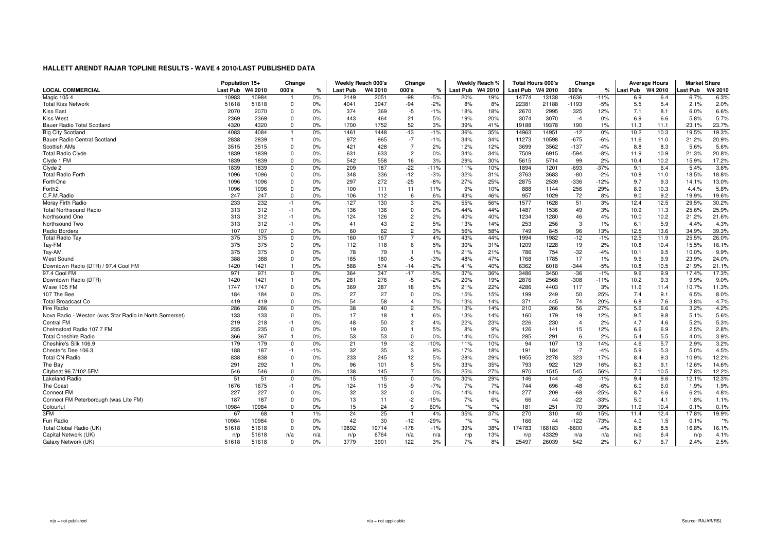## HALLETT ARENDT RAJAR TOPLINE RESULTS - WAVE 4 2010/LAST PUBLISHED DATA

| LOCAL COMMERCIAL | Population 15+ | | Change | | Weekly Reach 000's | | Change | | Weekly Reach % | | Total Hours 000's | | Change | | Average Hours | | Market Share | |
|---|---|---|---|---|---|---|---|---|---|---|---|---|---|---|---|---|---|---|
| | Last Pub | W4 2010 | 000's | % | Last Pub | W4 2010 | 000's | % | Last Pub | W4 2010 | Last Pub | W4 2010 | 000's | % | Last Pub | W4 2010 | Last Pub | W4 2010 |
| Magic 105.4 | 10983 | 10984 | 1 | 0% | 2149 | 2051 | -98 | -5% | 20% | 19% | 14774 | 13138 | -1636 | -11% | 6.9 | 6.4 | 6.7% | 6.3% |
| Total Kiss Network | 51618 | 51618 | 0 | 0% | 4041 | 3947 | -94 | -2% | 8% | 8% | 22381 | 21188 | -1193 | -5% | 5.5 | 5.4 | 2.1% | 2.0% |
| Kiss East | 2070 | 2070 | 0 | 0% | 374 | 369 | -5 | -1% | 18% | 18% | 2670 | 2995 | 325 | 12% | 7.1 | 8.1 | 6.0% | 6.6% |
| Kiss West | 2369 | 2369 | 0 | 0% | 443 | 464 | 21 | 5% | 19% | 20% | 3074 | 3070 | -4 | 0% | 6.9 | 6.6 | 5.8% | 5.7% |
| Bauer Radio Total Scotland | 4320 | 4320 | 0 | 0% | 1700 | 1752 | 52 | 3% | 39% | 41% | 19188 | 19378 | 190 | 1% | 11.3 | 11.1 | 23.1% | 23.7% |
| Big City Scotland | 4083 | 4084 | 1 | 0% | 1461 | 1448 | -13 | -1% | 36% | 35% | 14963 | 14951 | -12 | 0% | 10.2 | 10.3 | 19.5% | 19.3% |
| Bauer Radio Central Scotland | 2838 | 2839 | 1 | 0% | 972 | 965 | -7 | -1% | 34% | 34% | 11273 | 10598 | -675 | -6% | 11.6 | 11.0 | 21.2% | 20.9% |
| Scottish AMs | 3515 | 3515 | 0 | 0% | 421 | 428 | 7 | 2% | 12% | 12% | 3699 | 3562 | -137 | -4% | 8.8 | 8.3 | 5.6% | 5.6% |
| Total Radio Clyde | 1839 | 1839 | 0 | 0% | 631 | 633 | 2 | 0% | 34% | 34% | 7509 | 6915 | -594 | -8% | 11.9 | 10.9 | 21.3% | 20.8% |
| Clyde 1 FM | 1839 | 1839 | 0 | 0% | 542 | 558 | 16 | 3% | 29% | 30% | 5615 | 5714 | 99 | 2% | 10.4 | 10.2 | 15.9% | 17.2% |
| Clyde 2 | 1839 | 1839 | 0 | 0% | 209 | 187 | -22 | -11% | 11% | 10% | 1894 | 1201 | -693 | -37% | 9.1 | 6.4 | 5.4% | 3.6% |
| Total Radio Forth | 1096 | 1096 | 0 | 0% | 348 | 336 | -12 | -3% | 32% | 31% | 3763 | 3683 | -80 | -2% | 10.8 | 11.0 | 18.5% | 18.8% |
| ForthOne | 1096 | 1096 | 0 | 0% | 297 | 272 | -25 | -8% | 27% | 25% | 2875 | 2539 | -336 | -12% | 9.7 | 9.3 | 14.1% | 13.0% |
| Forth2 | 1096 | 1096 | 0 | 0% | 100 | 111 | 11 | 11% | 9% | 10% | 888 | 1144 | 256 | 29% | 8.9 | 10.3 | 4.4% | 5.8% |
| C.F.M.Radio | 247 | 247 | 0 | 0% | 106 | 112 | 6 | 6% | 43% | 46% | 957 | 1029 | 72 | 8% | 9.0 | 9.2 | 19.9% | 19.6% |
| Moray Firth Radio | 233 | 232 | -1 | 0% | 127 | 130 | 3 | 2% | 55% | 56% | 1577 | 1628 | 51 | 3% | 12.4 | 12.5 | 29.5% | 30.2% |
| Total Northsound Radio | 313 | 312 | -1 | 0% | 136 | 136 | 0 | 0% | 44% | 44% | 1487 | 1536 | 49 | 3% | 10.9 | 11.3 | 25.6% | 25.9% |
| Northsound One | 313 | 312 | -1 | 0% | 124 | 126 | 2 | 2% | 40% | 40% | 1234 | 1280 | 46 | 4% | 10.0 | 10.2 | 21.2% | 21.6% |
| Northsound Two | 313 | 312 | -1 | 0% | 41 | 43 | 2 | 5% | 13% | 14% | 253 | 256 | 3 | 1% | 6.1 | 5.9 | 4.4% | 4.3% |
| Radio Borders | 107 | 107 | 0 | 0% | 60 | 62 | 2 | 3% | 56% | 58% | 749 | 845 | 96 | 13% | 12.5 | 13.6 | 34.9% | 39.3% |
| Total Radio Tay | 375 | 375 | 0 | 0% | 160 | 167 | 7 | 4% | 43% | 44% | 1994 | 1982 | -12 | -1% | 12.5 | 11.9 | 25.5% | 26.0% |
| Tay-FM | 375 | 375 | 0 | 0% | 112 | 118 | 6 | 5% | 30% | 31% | 1209 | 1228 | 19 | 2% | 10.8 | 10.4 | 15.5% | 16.1% |
| Tay-AM | 375 | 375 | 0 | 0% | 78 | 79 | 1 | 1% | 21% | 21% | 786 | 754 | -32 | -4% | 10.1 | 9.5 | 10.0% | 9.9% |
| West Sound | 388 | 388 | 0 | 0% | 185 | 180 | -5 | -3% | 48% | 47% | 1768 | 1785 | 17 | 1% | 9.6 | 9.9 | 23.9% | 24.0% |
| Downtown Radio (DTR) / 97.4 Cool FM | 1420 | 1421 | 1 | 0% | 588 | 574 | -14 | -2% | 41% | 40% | 6362 | 6018 | -344 | -5% | 10.8 | 10.5 | 21.9% | 21.1% |
| 97.4 Cool FM | 971 | 971 | 0 | 0% | 364 | 347 | -17 | -5% | 37% | 36% | 3486 | 3450 | -36 | -1% | 9.6 | 9.9 | 17.4% | 17.3% |
| Downtown Radio (DTR) | 1420 | 1421 | 1 | 0% | 281 | 276 | -5 | -2% | 20% | 19% | 2876 | 2568 | -308 | -11% | 10.2 | 9.3 | 9.9% | 9.0% |
| Wave 105 FM | 1747 | 1747 | 0 | 0% | 369 | 387 | 18 | 5% | 21% | 22% | 4286 | 4403 | 117 | 3% | 11.6 | 11.4 | 10.7% | 11.3% |
| 107 The Bee | 184 | 184 | 0 | 0% | 27 | 27 | 0 | 0% | 15% | 15% | 199 | 249 | 50 | 25% | 7.4 | 9.1 | 6.5% | 8.0% |
| Total Broadcast Co | 419 | 419 | 0 | 0% | 54 | 58 | 4 | 7% | 13% | 14% | 371 | 445 | 74 | 20% | 6.8 | 7.6 | 3.8% | 4.7% |
| Fire Radio | 286 | 286 | 0 | 0% | 38 | 40 | 2 | 5% | 13% | 14% | 210 | 266 | 56 | 27% | 5.6 | 6.6 | 3.2% | 4.2% |
| Nova Radio - Weston (was Star Radio in North Somerset) | 133 | 133 | 0 | 0% | 17 | 18 | 1 | 6% | 13% | 14% | 160 | 179 | 19 | 12% | 9.5 | 9.8 | 5.1% | 5.6% |
| Central FM | 219 | 218 | -1 | 0% | 48 | 50 | 2 | 4% | 22% | 23% | 226 | 230 | 4 | 2% | 4.7 | 4.6 | 5.2% | 5.3% |
| Chelmsford Radio 107.7 FM | 235 | 235 | 0 | 0% | 19 | 20 | 1 | 5% | 8% | 9% | 126 | 141 | 15 | 12% | 6.6 | 6.9 | 2.5% | 2.8% |
| Total Cheshire Radio | 366 | 367 | 1 | 0% | 53 | 53 | 0 | 0% | 14% | 15% | 285 | 291 | 6 | 2% | 5.4 | 5.5 | 4.0% | 3.9% |
| Cheshire's Silk 106.9 | 179 | 179 | 0 | 0% | 21 | 19 | -2 | -10% | 11% | 10% | 94 | 107 | 13 | 14% | 4.6 | 5.7 | 2.9% | 3.2% |
| Chester's Dee 106.3 | 188 | 187 | -1 | -1% | 32 | 35 | 3 | 9% | 17% | 18% | 191 | 184 | -7 | -4% | 5.9 | 5.3 | 5.0% | 4.5% |
| Total CN Radio | 838 | 838 | 0 | 0% | 233 | 245 | 12 | 5% | 28% | 29% | 1955 | 2278 | 323 | 17% | 8.4 | 9.3 | 10.9% | 12.2% |
| The Bay | 291 | 292 | 1 | 0% | 96 | 101 | 5 | 5% | 33% | 35% | 793 | 922 | 129 | 16% | 8.3 | 9.1 | 12.6% | 14.6% |
| Citybeat 96.7/102.5FM | 546 | 546 | 0 | 0% | 138 | 145 | 7 | 5% | 25% | 27% | 970 | 1515 | 545 | 56% | 7.0 | 10.5 | 7.8% | 12.2% |
| Lakeland Radio | 51 | 51 | 0 | 0% | 15 | 15 | 0 | 0% | 30% | 29% | 146 | 144 | -2 | -1% | 9.4 | 9.6 | 12.1% | 12.3% |
| The Coast | 1676 | 1675 | -1 | 0% | 124 | 115 | -9 | -7% | 7% | 7% | 744 | 696 | -48 | -6% | 6.0 | 6.0 | 1.9% | 1.9% |
| Connect FM | 227 | 227 | 0 | 0% | 32 | 32 | 0 | 0% | 14% | 14% | 277 | 209 | -68 | -25% | 8.7 | 6.6 | 6.2% | 4.8% |
| Connect FM Peterborough (was Lite FM) | 187 | 187 | 0 | 0% | 13 | 11 | -2 | -15% | 7% | 6% | 66 | 44 | -22 | -33% | 5.0 | 4.1 | 1.8% | 1.1% |
| Colourful | 10984 | 10984 | 0 | 0% | 15 | 24 | 9 | 60% | *% | *% | 181 | 251 | 70 | 39% | 11.9 | 10.4 | 0.1% | 0.1% |
| 3FM | 67 | 68 | 1 | 1% | 24 | 25 | 1 | 4% | 35% | 37% | 270 | 310 | 40 | 15% | 11.4 | 12.4 | 17.8% | 19.9% |
| Fun Radio | 10984 | 10984 | 0 | 0% | 42 | 30 | -12 | -29% | *% | *% | 166 | 44 | -122 | -73% | 4.0 | 1.5 | 0.1% | *% |
| Total Global Radio (UK) | 51618 | 51618 | 0 | 0% | 19892 | 19714 | -178 | -1% | 39% | 38% | 174783 | 168183 | -6600 | -4% | 8.8 | 8.5 | 16.8% | 16.1% |
| Capital Network (UK) | n/p | 51618 | n/a | n/a | n/p | 6764 | n/a | n/a | n/p | 13% | n/p | 43329 | n/a | n/a | n/p | 6.4 | n/p | 4.1% |
| Galaxy Network (UK) | 51618 | 51618 | 0 | 0% | 3779 | 3901 | 122 | 3% | 7% | 8% | 25497 | 26039 | 542 | 2% | 6.7 | 6.7 | 2.4% | 2.5% |

n/p = not published

n/a = not applicable

Source: RAJAR/RSL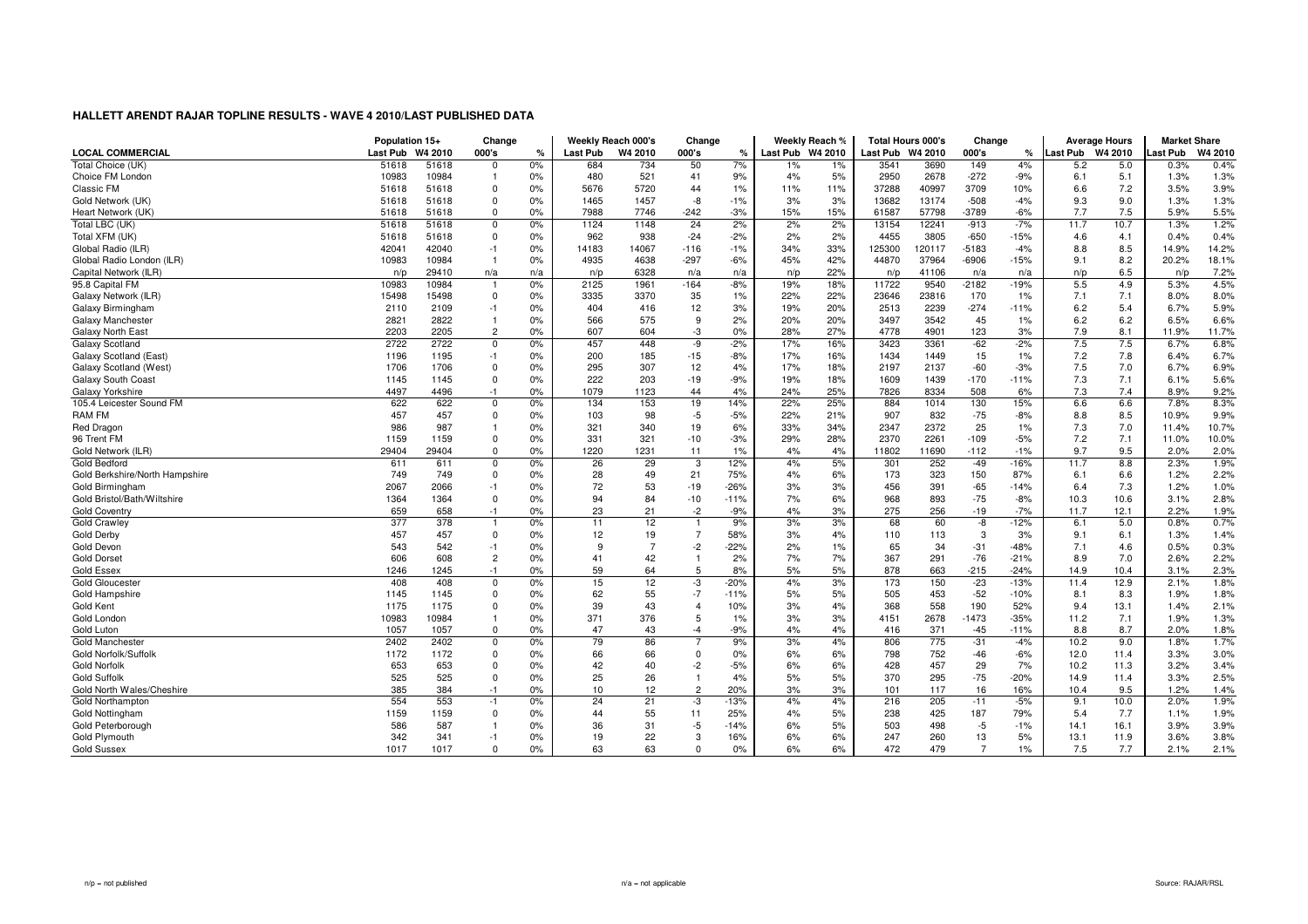## HALLETT ARENDT RAJAR TOPLINE RESULTS - WAVE 4 2010/LAST PUBLISHED DATA

| LOCAL COMMERCIAL | Population 15+ | | Change | | Weekly Reach 000's | | Change | | Weekly Reach % | | Total Hours 000's | | Change | | Average Hours | | Market Share | |
|---|---|---|---|---|---|---|---|---|---|---|---|---|---|---|---|---|---|---|
| | Last Pub | W4 2010 | 000's | % | Last Pub | W4 2010 | 000's | % | Last Pub | W4 2010 | Last Pub | W4 2010 | 000's | % | Last Pub | W4 2010 | Last Pub | W4 2010 |
| Total Choice (UK) | 51618 | 51618 | 0 | 0% | 684 | 734 | 50 | 7% | 1% | 1% | 3541 | 3690 | 149 | 4% | 5.2 | 5.0 | 0.3% | 0.4% |
| Choice FM London | 10983 | 10984 | 1 | 0% | 480 | 521 | 41 | 9% | 4% | 5% | 2950 | 2678 | -272 | -9% | 6.1 | 5.1 | 1.3% | 1.3% |
| Classic FM | 51618 | 51618 | 0 | 0% | 5676 | 5720 | 44 | 1% | 11% | 11% | 37288 | 40997 | 3709 | 10% | 6.6 | 7.2 | 3.5% | 3.9% |
| Gold Network (UK) | 51618 | 51618 | 0 | 0% | 1465 | 1457 | -8 | -1% | 3% | 3% | 13682 | 13174 | -508 | -4% | 9.3 | 9.0 | 1.3% | 1.3% |
| Heart Network (UK) | 51618 | 51618 | 0 | 0% | 7988 | 7746 | -242 | -3% | 15% | 15% | 61587 | 57798 | -3789 | -6% | 7.7 | 7.5 | 5.9% | 5.5% |
| Total LBC (UK) | 51618 | 51618 | 0 | 0% | 1124 | 1148 | 24 | 2% | 2% | 2% | 13154 | 12241 | -913 | -7% | 11.7 | 10.7 | 1.3% | 1.2% |
| Total XFM (UK) | 51618 | 51618 | 0 | 0% | 962 | 938 | -24 | -2% | 2% | 2% | 4455 | 3805 | -650 | -15% | 4.6 | 4.1 | 0.4% | 0.4% |
| Global Radio (ILR) | 42041 | 42040 | -1 | 0% | 14183 | 14067 | -116 | -1% | 34% | 33% | 125300 | 120117 | -5183 | -4% | 8.8 | 8.5 | 14.9% | 14.2% |
| Global Radio London (ILR) | 10983 | 10984 | 1 | 0% | 4935 | 4638 | -297 | -6% | 45% | 42% | 44870 | 37964 | -6906 | -15% | 9.1 | 8.2 | 20.2% | 18.1% |
| Capital Network (ILR) | n/p | 29410 | n/a | n/a | n/p | 6328 | n/a | n/a | n/p | 22% | n/p | 41106 | n/a | n/a | n/p | 6.5 | n/p | 7.2% |
| 95.8 Capital FM | 10983 | 10984 | 1 | 0% | 2125 | 1961 | -164 | -8% | 19% | 18% | 11722 | 9540 | -2182 | -19% | 5.5 | 4.9 | 5.3% | 4.5% |
| Galaxy Network (ILR) | 15498 | 15498 | 0 | 0% | 3335 | 3370 | 35 | 1% | 22% | 22% | 23646 | 23816 | 170 | 1% | 7.1 | 7.1 | 8.0% | 8.0% |
| Galaxy Birmingham | 2110 | 2109 | -1 | 0% | 404 | 416 | 12 | 3% | 19% | 20% | 2513 | 2239 | -274 | -11% | 6.2 | 5.4 | 6.7% | 5.9% |
| Galaxy Manchester | 2821 | 2822 | 1 | 0% | 566 | 575 | 9 | 2% | 20% | 20% | 3497 | 3542 | 45 | 1% | 6.2 | 6.2 | 6.5% | 6.6% |
| Galaxy North East | 2203 | 2205 | 2 | 0% | 607 | 604 | -3 | 0% | 28% | 27% | 4778 | 4901 | 123 | 3% | 7.9 | 8.1 | 11.9% | 11.7% |
| Galaxy Scotland | 2722 | 2722 | 0 | 0% | 457 | 448 | -9 | -2% | 17% | 16% | 3423 | 3361 | -62 | -2% | 7.5 | 7.5 | 6.7% | 6.8% |
| Galaxy Scotland (East) | 1196 | 1195 | -1 | 0% | 200 | 185 | -15 | -8% | 17% | 16% | 1434 | 1449 | 15 | 1% | 7.2 | 7.8 | 6.4% | 6.7% |
| Galaxy Scotland (West) | 1706 | 1706 | 0 | 0% | 295 | 307 | 12 | 4% | 17% | 18% | 2197 | 2137 | -60 | -3% | 7.5 | 7.0 | 6.7% | 6.9% |
| Galaxy South Coast | 1145 | 1145 | 0 | 0% | 222 | 203 | -19 | -9% | 19% | 18% | 1609 | 1439 | -170 | -11% | 7.3 | 7.1 | 6.1% | 5.6% |
| Galaxy Yorkshire | 4497 | 4496 | -1 | 0% | 1079 | 1123 | 44 | 4% | 24% | 25% | 7826 | 8334 | 508 | 6% | 7.3 | 7.4 | 8.9% | 9.2% |
| 105.4 Leicester Sound FM | 622 | 622 | 0 | 0% | 134 | 153 | 19 | 14% | 22% | 25% | 884 | 1014 | 130 | 15% | 6.6 | 6.6 | 7.8% | 8.3% |
| RAM FM | 457 | 457 | 0 | 0% | 103 | 98 | -5 | -5% | 22% | 21% | 907 | 832 | -75 | -8% | 8.8 | 8.5 | 10.9% | 9.9% |
| Red Dragon | 986 | 987 | 1 | 0% | 321 | 340 | 19 | 6% | 33% | 34% | 2347 | 2372 | 25 | 1% | 7.3 | 7.0 | 11.4% | 10.7% |
| 96 Trent FM | 1159 | 1159 | 0 | 0% | 331 | 321 | -10 | -3% | 29% | 28% | 2370 | 2261 | -109 | -5% | 7.2 | 7.1 | 11.0% | 10.0% |
| Gold Network (ILR) | 29404 | 29404 | 0 | 0% | 1220 | 1231 | 11 | 1% | 4% | 4% | 11802 | 11690 | -112 | -1% | 9.7 | 9.5 | 2.0% | 2.0% |
| Gold Bedford | 611 | 611 | 0 | 0% | 26 | 29 | 3 | 12% | 4% | 5% | 301 | 252 | -49 | -16% | 11.7 | 8.8 | 2.3% | 1.9% |
| Gold Berkshire/North Hampshire | 749 | 749 | 0 | 0% | 28 | 49 | 21 | 75% | 4% | 6% | 173 | 323 | 150 | 87% | 6.1 | 6.6 | 1.2% | 2.2% |
| Gold Birmingham | 2067 | 2066 | -1 | 0% | 72 | 53 | -19 | -26% | 3% | 3% | 456 | 391 | -65 | -14% | 6.4 | 7.3 | 1.2% | 1.0% |
| Gold Bristol/Bath/Wiltshire | 1364 | 1364 | 0 | 0% | 94 | 84 | -10 | -11% | 7% | 6% | 968 | 893 | -75 | -8% | 10.3 | 10.6 | 3.1% | 2.8% |
| Gold Coventry | 659 | 658 | -1 | 0% | 23 | 21 | -2 | -9% | 4% | 3% | 275 | 256 | -19 | -7% | 11.7 | 12.1 | 2.2% | 1.9% |
| Gold Crawley | 377 | 378 | 1 | 0% | 11 | 12 | 1 | 9% | 3% | 3% | 68 | 60 | -8 | -12% | 6.1 | 5.0 | 0.8% | 0.7% |
| Gold Derby | 457 | 457 | 0 | 0% | 12 | 19 | 7 | 58% | 3% | 4% | 110 | 113 | 3 | 3% | 9.1 | 6.1 | 1.3% | 1.4% |
| Gold Devon | 543 | 542 | -1 | 0% | 9 | 7 | -2 | -22% | 2% | 1% | 65 | 34 | -31 | -48% | 7.1 | 4.6 | 0.5% | 0.3% |
| Gold Dorset | 606 | 608 | 2 | 0% | 41 | 42 | 1 | 2% | 7% | 7% | 367 | 291 | -76 | -21% | 8.9 | 7.0 | 2.6% | 2.2% |
| Gold Essex | 1246 | 1245 | -1 | 0% | 59 | 64 | 5 | 8% | 5% | 5% | 878 | 663 | -215 | -24% | 14.9 | 10.4 | 3.1% | 2.3% |
| Gold Gloucester | 408 | 408 | 0 | 0% | 15 | 12 | -3 | -20% | 4% | 3% | 173 | 150 | -23 | -13% | 11.4 | 12.9 | 2.1% | 1.8% |
| Gold Hampshire | 1145 | 1145 | 0 | 0% | 62 | 55 | -7 | -11% | 5% | 5% | 505 | 453 | -52 | -10% | 8.1 | 8.3 | 1.9% | 1.8% |
| Gold Kent | 1175 | 1175 | 0 | 0% | 39 | 43 | 4 | 10% | 3% | 4% | 368 | 558 | 190 | 52% | 9.4 | 13.1 | 1.4% | 2.1% |
| Gold London | 10983 | 10984 | 1 | 0% | 371 | 376 | 5 | 1% | 3% | 3% | 4151 | 2678 | -1473 | -35% | 11.2 | 7.1 | 1.9% | 1.3% |
| Gold Luton | 1057 | 1057 | 0 | 0% | 47 | 43 | -4 | -9% | 4% | 4% | 416 | 371 | -45 | -11% | 8.8 | 8.7 | 2.0% | 1.8% |
| Gold Manchester | 2402 | 2402 | 0 | 0% | 79 | 86 | 7 | 9% | 3% | 4% | 806 | 775 | -31 | -4% | 10.2 | 9.0 | 1.8% | 1.7% |
| Gold Norfolk/Suffolk | 1172 | 1172 | 0 | 0% | 66 | 66 | 0 | 0% | 6% | 6% | 798 | 752 | -46 | -6% | 12.0 | 11.4 | 3.3% | 3.0% |
| Gold Norfolk | 653 | 653 | 0 | 0% | 42 | 40 | -2 | -5% | 6% | 6% | 428 | 457 | 29 | 7% | 10.2 | 11.3 | 3.2% | 3.4% |
| Gold Suffolk | 525 | 525 | 0 | 0% | 25 | 26 | 1 | 4% | 5% | 5% | 370 | 295 | -75 | -20% | 14.9 | 11.4 | 3.3% | 2.5% |
| Gold North Wales/Cheshire | 385 | 384 | -1 | 0% | 10 | 12 | 2 | 20% | 3% | 3% | 101 | 117 | 16 | 16% | 10.4 | 9.5 | 1.2% | 1.4% |
| Gold Northampton | 554 | 553 | -1 | 0% | 24 | 21 | -3 | -13% | 4% | 4% | 216 | 205 | -11 | -5% | 9.1 | 10.0 | 2.0% | 1.9% |
| Gold Nottingham | 1159 | 1159 | 0 | 0% | 44 | 55 | 11 | 25% | 4% | 5% | 238 | 425 | 187 | 79% | 5.4 | 7.7 | 1.1% | 1.9% |
| Gold Peterborough | 586 | 587 | 1 | 0% | 36 | 31 | -5 | -14% | 6% | 5% | 503 | 498 | -5 | -1% | 14.1 | 16.1 | 3.9% | 3.9% |
| Gold Plymouth | 342 | 341 | -1 | 0% | 19 | 22 | 3 | 16% | 6% | 6% | 247 | 260 | 13 | 5% | 13.1 | 11.9 | 3.6% | 3.8% |
| Gold Sussex | 1017 | 1017 | 0 | 0% | 63 | 63 | 0 | 0% | 6% | 6% | 472 | 479 | 7 | 1% | 7.5 | 7.7 | 2.1% | 2.1% |

n/p = not published

n/a = not applicable

Source: RAJAR/RSL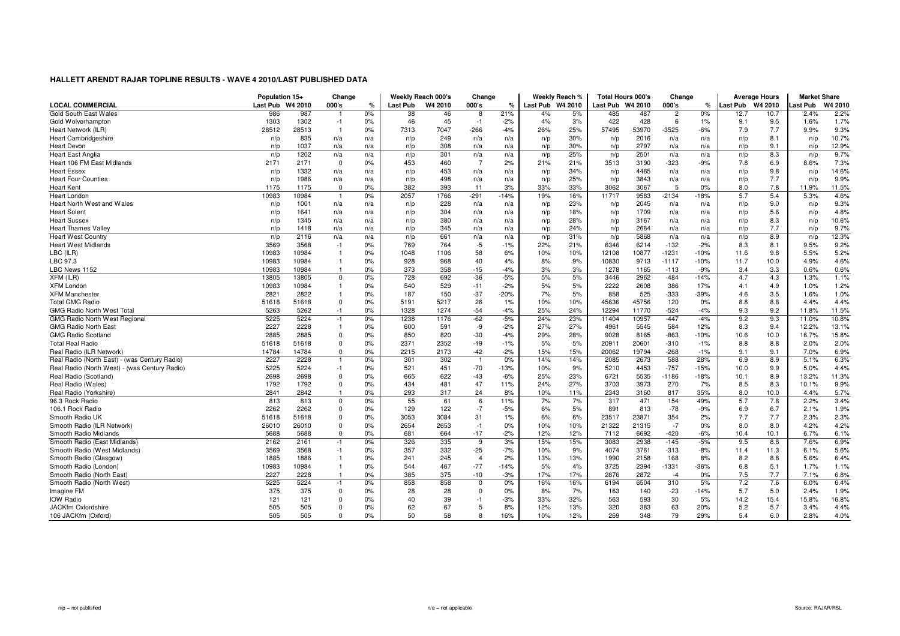# HALLETT ARENDT RAJAR TOPLINE RESULTS - WAVE 4 2010/LAST PUBLISHED DATA

| LOCAL COMMERCIAL | Population 15+ | | Change | | Weekly Reach 000's | | Change | | Weekly Reach % | | Total Hours 000's | | Change | | Average Hours | | Market Share | |
|---|---|---|---|---|---|---|---|---|---|---|---|---|---|---|---|---|---|---|
| | Last Pub | W4 2010 | 000's | % | Last Pub | W4 2010 | 000's | % | Last Pub | W4 2010 | Last Pub | W4 2010 | 000's | % | Last Pub | W4 2010 | Last Pub | W4 2010 |
| Gold South East Wales | 986 | 987 | 1 | 0% | 38 | 46 | 8 | 21% | 4% | 5% | 485 | 487 | 2 | 0% | 12.7 | 10.7 | 2.4% | 2.2% |
| Gold Wolverhampton | 1303 | 1302 | -1 | 0% | 46 | 45 | -1 | -2% | 4% | 3% | 422 | 428 | 6 | 1% | 9.1 | 9.5 | 1.6% | 1.7% |
| Heart Network (ILR) | 28512 | 28513 | 1 | 0% | 7313 | 7047 | -266 | -4% | 26% | 25% | 57495 | 53970 | -3525 | -6% | 7.9 | 7.7 | 9.9% | 9.3% |
| Heart Cambridgeshire | n/p | 835 | n/a | n/a | n/p | 249 | n/a | n/a | n/p | 30% | n/p | 2016 | n/a | n/a | n/p | 8.1 | n/p | 10.7% |
| Heart Devon | n/p | 1037 | n/a | n/a | n/p | 308 | n/a | n/a | n/p | 30% | n/p | 2797 | n/a | n/a | n/p | 9.1 | n/p | 12.9% |
| Heart East Anglia | n/p | 1202 | n/a | n/a | n/p | 301 | n/a | n/a | n/p | 25% | n/p | 2501 | n/a | n/a | n/p | 8.3 | n/p | 9.7% |
| Heart 106 FM East Midlands | 2171 | 2171 | 0 | 0% | 453 | 460 | 7 | 2% | 21% | 21% | 3513 | 3190 | -323 | -9% | 7.8 | 6.9 | 8.6% | 7.3% |
| Heart Essex | n/p | 1332 | n/a | n/a | n/p | 453 | n/a | n/a | n/p | 34% | n/p | 4465 | n/a | n/a | n/p | 9.8 | n/p | 14.6% |
| Heart Four Counties | n/p | 1986 | n/a | n/a | n/p | 498 | n/a | n/a | n/p | 25% | n/p | 3843 | n/a | n/a | n/p | 7.7 | n/p | 9.9% |
| Heart Kent | 1175 | 1175 | 0 | 0% | 382 | 393 | 11 | 3% | 33% | 33% | 3062 | 3067 | 5 | 0% | 8.0 | 7.8 | 11.9% | 11.5% |
| Heart London | 10983 | 10984 | 1 | 0% | 2057 | 1766 | -291 | -14% | 19% | 16% | 11717 | 9583 | -2134 | -18% | 5.7 | 5.4 | 5.3% | 4.6% |
| Heart North West and Wales | n/p | 1001 | n/a | n/a | n/p | 228 | n/a | n/a | n/p | 23% | n/p | 2045 | n/a | n/a | n/p | 9.0 | n/p | 9.3% |
| Heart Solent | n/p | 1641 | n/a | n/a | n/p | 304 | n/a | n/a | n/p | 18% | n/p | 1709 | n/a | n/a | n/p | 5.6 | n/p | 4.8% |
| Heart Sussex | n/p | 1345 | n/a | n/a | n/p | 380 | n/a | n/a | n/p | 28% | n/p | 3167 | n/a | n/a | n/p | 8.3 | n/p | 10.6% |
| Heart Thames Valley | n/p | 1418 | n/a | n/a | n/p | 345 | n/a | n/a | n/p | 24% | n/p | 2664 | n/a | n/a | n/p | 7.7 | n/p | 9.7% |
| Heart West Country | n/p | 2116 | n/a | n/a | n/p | 661 | n/a | n/a | n/p | 31% | n/p | 5868 | n/a | n/a | n/p | 8.9 | n/p | 12.3% |
| Heart West Midlands | 3569 | 3568 | -1 | 0% | 769 | 764 | -5 | -1% | 22% | 21% | 6346 | 6214 | -132 | -2% | 8.3 | 8.1 | 9.5% | 9.2% |
| LBC (ILR) | 10983 | 10984 | 1 | 0% | 1048 | 1106 | 58 | 6% | 10% | 10% | 12108 | 10877 | -1231 | -10% | 11.6 | 9.8 | 5.5% | 5.2% |
| LBC 97.3 | 10983 | 10984 | 1 | 0% | 928 | 968 | 40 | 4% | 8% | 9% | 10830 | 9713 | -1117 | -10% | 11.7 | 10.0 | 4.9% | 4.6% |
| LBC News 1152 | 10983 | 10984 | 1 | 0% | 373 | 358 | -15 | -4% | 3% | 3% | 1278 | 1165 | -113 | -9% | 3.4 | 3.3 | 0.6% | 0.6% |
| XFM (ILR) | 13805 | 13805 | 0 | 0% | 728 | 692 | -36 | -5% | 5% | 5% | 3446 | 2962 | -484 | -14% | 4.7 | 4.3 | 1.3% | 1.1% |
| XFM London | 10983 | 10984 | 1 | 0% | 540 | 529 | -11 | -2% | 5% | 5% | 2222 | 2608 | 386 | 17% | 4.1 | 4.9 | 1.0% | 1.2% |
| XFM Manchester | 2821 | 2822 | 1 | 0% | 187 | 150 | -37 | -20% | 7% | 5% | 858 | 525 | -333 | -39% | 4.6 | 3.5 | 1.6% | 1.0% |
| Total GMG Radio | 51618 | 51618 | 0 | 0% | 5191 | 5217 | 26 | 1% | 10% | 10% | 45636 | 45756 | 120 | 0% | 8.8 | 8.8 | 4.4% | 4.4% |
| GMG Radio North West Total | 5263 | 5262 | -1 | 0% | 1328 | 1274 | -54 | -4% | 25% | 24% | 12294 | 11770 | -524 | -4% | 9.3 | 9.2 | 11.8% | 11.5% |
| GMG Radio North West Regional | 5225 | 5224 | -1 | 0% | 1238 | 1176 | -62 | -5% | 24% | 23% | 11404 | 10957 | -447 | -4% | 9.2 | 9.3 | 11.0% | 10.8% |
| GMG Radio North East | 2227 | 2228 | 1 | 0% | 600 | 591 | -9 | -2% | 27% | 27% | 4961 | 5545 | 584 | 12% | 8.3 | 9.4 | 12.2% | 13.1% |
| GMG Radio Scotland | 2885 | 2885 | 0 | 0% | 850 | 820 | -30 | -4% | 29% | 28% | 9028 | 8165 | -863 | -10% | 10.6 | 10.0 | 16.7% | 15.8% |
| Total Real Radio | 51618 | 51618 | 0 | 0% | 2371 | 2352 | -19 | -1% | 5% | 5% | 20911 | 20601 | -310 | -1% | 8.8 | 8.8 | 2.0% | 2.0% |
| Real Radio (ILR Network) | 14784 | 14784 | 0 | 0% | 2215 | 2173 | -42 | -2% | 15% | 15% | 20062 | 19794 | -268 | -1% | 9.1 | 9.1 | 7.0% | 6.9% |
| Real Radio (North East) - (was Century Radio) | 2227 | 2228 | 1 | 0% | 301 | 302 | 1 | 0% | 14% | 14% | 2085 | 2673 | 588 | 28% | 6.9 | 8.9 | 5.1% | 6.3% |
| Real Radio (North West) - (was Century Radio) | 5225 | 5224 | -1 | 0% | 521 | 451 | -70 | -13% | 10% | 9% | 5210 | 4453 | -757 | -15% | 10.0 | 9.9 | 5.0% | 4.4% |
| Real Radio (Scotland) | 2698 | 2698 | 0 | 0% | 665 | 622 | -43 | -6% | 25% | 23% | 6721 | 5535 | -1186 | -18% | 10.1 | 8.9 | 13.2% | 11.3% |
| Real Radio (Wales) | 1792 | 1792 | 0 | 0% | 434 | 481 | 47 | 11% | 24% | 27% | 3703 | 3973 | 270 | 7% | 8.5 | 8.3 | 10.1% | 9.9% |
| Real Radio (Yorkshire) | 2841 | 2842 | 1 | 0% | 293 | 317 | 24 | 8% | 10% | 11% | 2343 | 3160 | 817 | 35% | 8.0 | 10.0 | 4.4% | 5.7% |
| 96.3 Rock Radio | 813 | 813 | 0 | 0% | 55 | 61 | 6 | 11% | 7% | 7% | 317 | 471 | 154 | 49% | 5.7 | 7.8 | 2.2% | 3.4% |
| 106.1 Rock Radio | 2262 | 2262 | 0 | 0% | 129 | 122 | -7 | -5% | 6% | 5% | 891 | 813 | -78 | -9% | 6.9 | 6.7 | 2.1% | 1.9% |
| Smooth Radio UK | 51618 | 51618 | 0 | 0% | 3053 | 3084 | 31 | 1% | 6% | 6% | 23517 | 23871 | 354 | 2% | 7.7 | 7.7 | 2.3% | 2.3% |
| Smooth Radio (ILR Network) | 26010 | 26010 | 0 | 0% | 2654 | 2653 | -1 | 0% | 10% | 10% | 21322 | 21315 | -7 | 0% | 8.0 | 8.0 | 4.2% | 4.2% |
| Smooth Radio Midlands | 5688 | 5688 | 0 | 0% | 681 | 664 | -17 | -2% | 12% | 12% | 7112 | 6692 | -420 | -6% | 10.4 | 10.1 | 6.7% | 6.1% |
| Smooth Radio (East Midlands) | 2162 | 2161 | -1 | 0% | 326 | 335 | 9 | 3% | 15% | 15% | 3083 | 2938 | -145 | -5% | 9.5 | 8.8 | 7.6% | 6.9% |
| Smooth Radio (West Midlands) | 3569 | 3568 | -1 | 0% | 357 | 332 | -25 | -7% | 10% | 9% | 4074 | 3761 | -313 | -8% | 11.4 | 11.3 | 6.1% | 5.6% |
| Smooth Radio (Glasgow) | 1885 | 1886 | 1 | 0% | 241 | 245 | 4 | 2% | 13% | 13% | 1990 | 2158 | 168 | 8% | 8.2 | 8.8 | 5.6% | 6.4% |
| Smooth Radio (London) | 10983 | 10984 | 1 | 0% | 544 | 467 | -77 | -14% | 5% | 4% | 3725 | 2394 | -1331 | -36% | 6.8 | 5.1 | 1.7% | 1.1% |
| Smooth Radio (North East) | 2227 | 2228 | 1 | 0% | 385 | 375 | -10 | -3% | 17% | 17% | 2876 | 2872 | -4 | 0% | 7.5 | 7.7 | 7.1% | 6.8% |
| Smooth Radio (North West) | 5225 | 5224 | -1 | 0% | 858 | 858 | 0 | 0% | 16% | 16% | 6194 | 6504 | 310 | 5% | 7.2 | 7.6 | 6.0% | 6.4% |
| Imagine FM | 375 | 375 | 0 | 0% | 28 | 28 | 0 | 0% | 8% | 7% | 163 | 140 | -23 | -14% | 5.7 | 5.0 | 2.4% | 1.9% |
| IOW Radio | 121 | 121 | 0 | 0% | 40 | 39 | -1 | -3% | 33% | 32% | 563 | 593 | 30 | 5% | 14.2 | 15.4 | 15.8% | 16.8% |
| JACKfm Oxfordshire | 505 | 505 | 0 | 0% | 62 | 67 | 5 | 8% | 12% | 13% | 320 | 383 | 63 | 20% | 5.2 | 5.7 | 3.4% | 4.4% |
| 106 JACKfm (Oxford) | 505 | 505 | 0 | 0% | 50 | 58 | 8 | 16% | 10% | 12% | 269 | 348 | 79 | 29% | 5.4 | 6.0 | 2.8% | 4.0% |

n/p = not published

n/a = not applicable

Source: RAJAR/RSL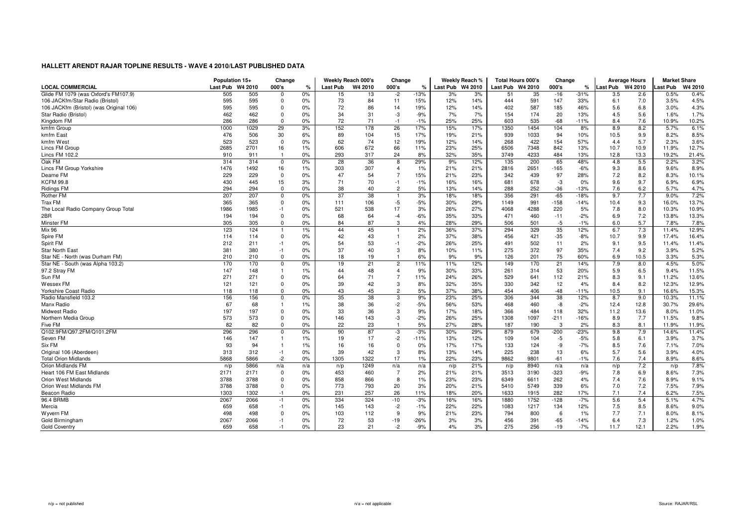# HALLETT ARENDT RAJAR TOPLINE RESULTS - WAVE 4 2010/LAST PUBLISHED DATA

| LOCAL COMMERCIAL | Population 15+ Last Pub | Population 15+ W4 2010 | Change 000's | Change % | Weekly Reach 000's Last Pub | Weekly Reach 000's W4 2010 | Change 000's | Change % | Weekly Reach % Last Pub | Weekly Reach % W4 2010 | Total Hours 000's Last Pub | Total Hours 000's W4 2010 | Change 000's | Change % | Average Hours Last Pub | Average Hours W4 2010 | Market Share Last Pub | Market Share W4 2010 |
|---|---|---|---|---|---|---|---|---|---|---|---|---|---|---|---|---|---|---|
| Glide FM 1079 (was Oxford's FM107.9) | 505 | 505 | 0 | 0% | 15 | 13 | -2 | -13% | 3% | 3% | 51 | 35 | -16 | -31% | 3.5 | 2.6 | 0.5% | 0.4% |
| 106 JACKfm/Star Radio (Bristol) | 595 | 595 | 0 | 0% | 73 | 84 | 11 | 15% | 12% | 14% | 444 | 591 | 147 | 33% | 6.1 | 7.0 | 3.5% | 4.5% |
| 106 JACKfm (Bristol) (was Original 106) | 595 | 595 | 0 | 0% | 72 | 86 | 14 | 19% | 12% | 14% | 402 | 587 | 185 | 46% | 5.6 | 6.8 | 3.0% | 4.3% |
| Star Radio (Bristol) | 462 | 462 | 0 | 0% | 34 | 31 | -3 | -9% | 7% | 7% | 154 | 174 | 20 | 13% | 4.5 | 5.6 | 1.6% | 1.7% |
| Kingdom FM | 286 | 286 | 0 | 0% | 72 | 71 | -1 | -1% | 25% | 25% | 603 | 535 | -68 | -11% | 8.4 | 7.6 | 10.9% | 10.2% |
| kmfm Group | 1000 | 1029 | 29 | 3% | 152 | 178 | 26 | 17% | 15% | 17% | 1350 | 1454 | 104 | 8% | 8.9 | 8.2 | 5.7% | 6.1% |
| kmfm East | 476 | 506 | 30 | 6% | 89 | 104 | 15 | 17% | 19% | 21% | 939 | 1033 | 94 | 10% | 10.5 | 9.9 | 8.2% | 8.5% |
| kmfm West | 523 | 523 | 0 | 0% | 62 | 74 | 12 | 19% | 12% | 14% | 268 | 422 | 154 | 57% | 4.4 | 5.7 | 2.3% | 3.6% |
| Lincs FM Group | 2685 | 2701 | 16 | 1% | 606 | 672 | 66 | 11% | 23% | 25% | 6506 | 7348 | 842 | 13% | 10.7 | 10.9 | 11.9% | 12.7% |
| Lincs FM 102.2 | 910 | 911 | 1 | 0% | 293 | 317 | 24 | 8% | 32% | 35% | 3749 | 4233 | 484 | 13% | 12.8 | 13.3 | 19.2% | 21.4% |
| Oak FM | 314 | 314 | 0 | 0% | 28 | 36 | 8 | 29% | 9% | 12% | 135 | 200 | 65 | 48% | 4.8 | 5.5 | 2.2% | 3.2% |
| Lincs FM Group Yorkshire | 1476 | 1492 | 16 | 1% | 303 | 307 | 4 | 1% | 21% | 21% | 2816 | 2651 | -165 | -6% | 9.3 | 8.6 | 9.6% | 8.9% |
| Dearne FM | 229 | 229 | 0 | 0% | 47 | 54 | 7 | 15% | 21% | 23% | 342 | 439 | 97 | 28% | 7.2 | 8.2 | 8.3% | 10.1% |
| KCFM 99.8 | 430 | 445 | 15 | 3% | 71 | 70 | -1 | -1% | 16% | 16% | 681 | 678 | -3 | 0% | 9.6 | 9.7 | 6.9% | 6.9% |
| Ridings FM | 294 | 294 | 0 | 0% | 38 | 40 | 2 | 5% | 13% | 14% | 288 | 252 | -36 | -13% | 7.6 | 6.2 | 5.7% | 4.7% |
| Rother FM | 207 | 207 | 0 | 0% | 37 | 38 | 1 | 3% | 18% | 18% | 356 | 291 | -65 | -18% | 9.7 | 7.7 | 9.0% | 7.2% |
| Trax FM | 365 | 365 | 0 | 0% | 111 | 106 | -5 | -5% | 30% | 29% | 1149 | 991 | -158 | -14% | 10.4 | 9.3 | 16.0% | 13.7% |
| The Local Radio Company Group Total | 1986 | 1985 | -1 | 0% | 521 | 538 | 17 | 3% | 26% | 27% | 4068 | 4288 | 220 | 5% | 7.8 | 8.0 | 10.3% | 10.9% |
| 2BR | 194 | 194 | 0 | 0% | 68 | 64 | -4 | -6% | 35% | 33% | 471 | 460 | -11 | -2% | 6.9 | 7.2 | 13.8% | 13.3% |
| Minster FM | 305 | 305 | 0 | 0% | 84 | 87 | 3 | 4% | 28% | 29% | 506 | 501 | -5 | -1% | 6.0 | 5.7 | 7.8% | 7.8% |
| Mix 96 | 123 | 124 | 1 | 1% | 44 | 45 | 1 | 2% | 36% | 37% | 294 | 329 | 35 | 12% | 6.7 | 7.3 | 11.4% | 12.9% |
| Spire FM | 114 | 114 | 0 | 0% | 42 | 43 | 1 | 2% | 37% | 38% | 456 | 421 | -35 | -8% | 10.7 | 9.9 | 17.4% | 16.4% |
| Spirit FM | 212 | 211 | -1 | 0% | 54 | 53 | -1 | -2% | 26% | 25% | 491 | 502 | 11 | 2% | 9.1 | 9.5 | 11.4% | 11.4% |
| Star North East | 381 | 380 | -1 | 0% | 37 | 40 | 3 | 8% | 10% | 11% | 275 | 372 | 97 | 35% | 7.4 | 9.2 | 3.9% | 5.2% |
| Star NE - North (was Durham FM) | 210 | 210 | 0 | 0% | 18 | 19 | 1 | 6% | 9% | 9% | 126 | 201 | 75 | 60% | 6.9 | 10.5 | 3.3% | 5.3% |
| Star NE - South (was Alpha 103.2) | 170 | 170 | 0 | 0% | 19 | 21 | 2 | 11% | 11% | 12% | 149 | 170 | 21 | 14% | 7.9 | 8.0 | 4.5% | 5.0% |
| 97.2 Stray FM | 147 | 148 | 1 | 1% | 44 | 48 | 4 | 9% | 30% | 33% | 261 | 314 | 53 | 20% | 5.9 | 6.5 | 9.4% | 11.5% |
| Sun FM | 271 | 271 | 0 | 0% | 64 | 71 | 7 | 11% | 24% | 26% | 529 | 641 | 112 | 21% | 8.3 | 9.1 | 11.2% | 13.6% |
| Wessex FM | 121 | 121 | 0 | 0% | 39 | 42 | 3 | 8% | 32% | 35% | 330 | 342 | 12 | 4% | 8.4 | 8.2 | 12.3% | 12.9% |
| Yorkshire Coast Radio | 118 | 118 | 0 | 0% | 43 | 45 | 2 | 5% | 37% | 38% | 454 | 406 | -48 | -11% | 10.5 | 9.1 | 16.6% | 15.3% |
| Radio Mansfield 103.2 | 156 | 156 | 0 | 0% | 35 | 38 | 3 | 9% | 23% | 25% | 306 | 344 | 38 | 12% | 8.7 | 9.0 | 10.3% | 11.1% |
| Manx Radio | 67 | 68 | 1 | 1% | 38 | 36 | -2 | -5% | 56% | 53% | 468 | 460 | -8 | -2% | 12.4 | 12.8 | 30.7% | 29.6% |
| Midwest Radio | 197 | 197 | 0 | 0% | 33 | 36 | 3 | 9% | 17% | 18% | 366 | 484 | 118 | 32% | 11.2 | 13.6 | 8.0% | 11.0% |
| Northern Media Group | 573 | 573 | 0 | 0% | 146 | 143 | -3 | -2% | 26% | 25% | 1308 | 1097 | -211 | -16% | 8.9 | 7.7 | 11.5% | 9.8% |
| Five FM | 82 | 82 | 0 | 0% | 22 | 23 | 1 | 5% | 27% | 28% | 187 | 190 | 3 | 2% | 8.3 | 8.1 | 11.9% | 11.9% |
| Q102.9FM/Q97.2FM/Q101.2FM | 296 | 296 | 0 | 0% | 90 | 87 | -3 | -3% | 30% | 29% | 879 | 679 | -200 | -23% | 9.8 | 7.9 | 14.6% | 11.4% |
| Seven FM | 146 | 147 | 1 | 1% | 19 | 17 | -2 | -11% | 13% | 12% | 109 | 104 | -5 | -5% | 5.8 | 6.1 | 3.9% | 3.7% |
| Six FM | 93 | 94 | 1 | 1% | 16 | 16 | 0 | 0% | 17% | 17% | 133 | 124 | -9 | -7% | 8.5 | 7.6 | 7.1% | 7.0% |
| Original 106 (Aberdeen) | 313 | 312 | -1 | 0% | 39 | 42 | 3 | 8% | 13% | 14% | 225 | 238 | 13 | 6% | 5.7 | 5.6 | 3.9% | 4.0% |
| Total Orion Midlands | 5868 | 5866 | -2 | 0% | 1305 | 1322 | 17 | 1% | 22% | 23% | 9862 | 9801 | -61 | -1% | 7.6 | 7.4 | 8.9% | 8.6% |
| Orion Midlands FM | n/p | 5866 | n/a | n/a | n/p | 1249 | n/a | n/a | n/p | 21% | n/p | 8940 | n/a | n/a | n/p | 7.2 | n/p | 7.8% |
| Heart 106 FM East Midlands | 2171 | 2171 | 0 | 0% | 453 | 460 | 7 | 2% | 21% | 21% | 3513 | 3190 | -323 | -9% | 7.8 | 6.9 | 8.6% | 7.3% |
| Orion West Midlands | 3788 | 3788 | 0 | 0% | 858 | 866 | 8 | 1% | 23% | 23% | 6349 | 6611 | 262 | 4% | 7.4 | 7.6 | 8.9% | 9.1% |
| Orion West Midlands FM | 3788 | 3788 | 0 | 0% | 773 | 793 | 20 | 3% | 20% | 21% | 5410 | 5749 | 339 | 6% | 7.0 | 7.2 | 7.5% | 7.9% |
| Beacon Radio | 1303 | 1302 | -1 | 0% | 231 | 257 | 26 | 11% | 18% | 20% | 1633 | 1915 | 282 | 17% | 7.1 | 7.4 | 6.2% | 7.5% |
| 96.4 BRMB | 2067 | 2066 | -1 | 0% | 334 | 324 | -10 | -3% | 16% | 16% | 1880 | 1752 | -128 | -7% | 5.6 | 5.4 | 5.1% | 4.7% |
| Mercia | 659 | 658 | -1 | 0% | 145 | 143 | -2 | -1% | 22% | 22% | 1083 | 1217 | 134 | 12% | 7.5 | 8.5 | 8.6% | 9.0% |
| Wyvern FM | 498 | 498 | 0 | 0% | 103 | 112 | 9 | 9% | 21% | 23% | 794 | 800 | 6 | 1% | 7.7 | 7.1 | 8.0% | 8.1% |
| Gold Birmingham | 2067 | 2066 | -1 | 0% | 72 | 53 | -19 | -26% | 3% | 3% | 456 | 391 | -65 | -14% | 6.4 | 7.3 | 1.2% | 1.0% |
| Gold Coventry | 659 | 658 | -1 | 0% | 23 | 21 | -2 | -9% | 4% | 3% | 275 | 256 | -19 | -7% | 11.7 | 12.1 | 2.2% | 1.9% |

n/p = not published

n/a = not applicable

Source: RAJAR/RSL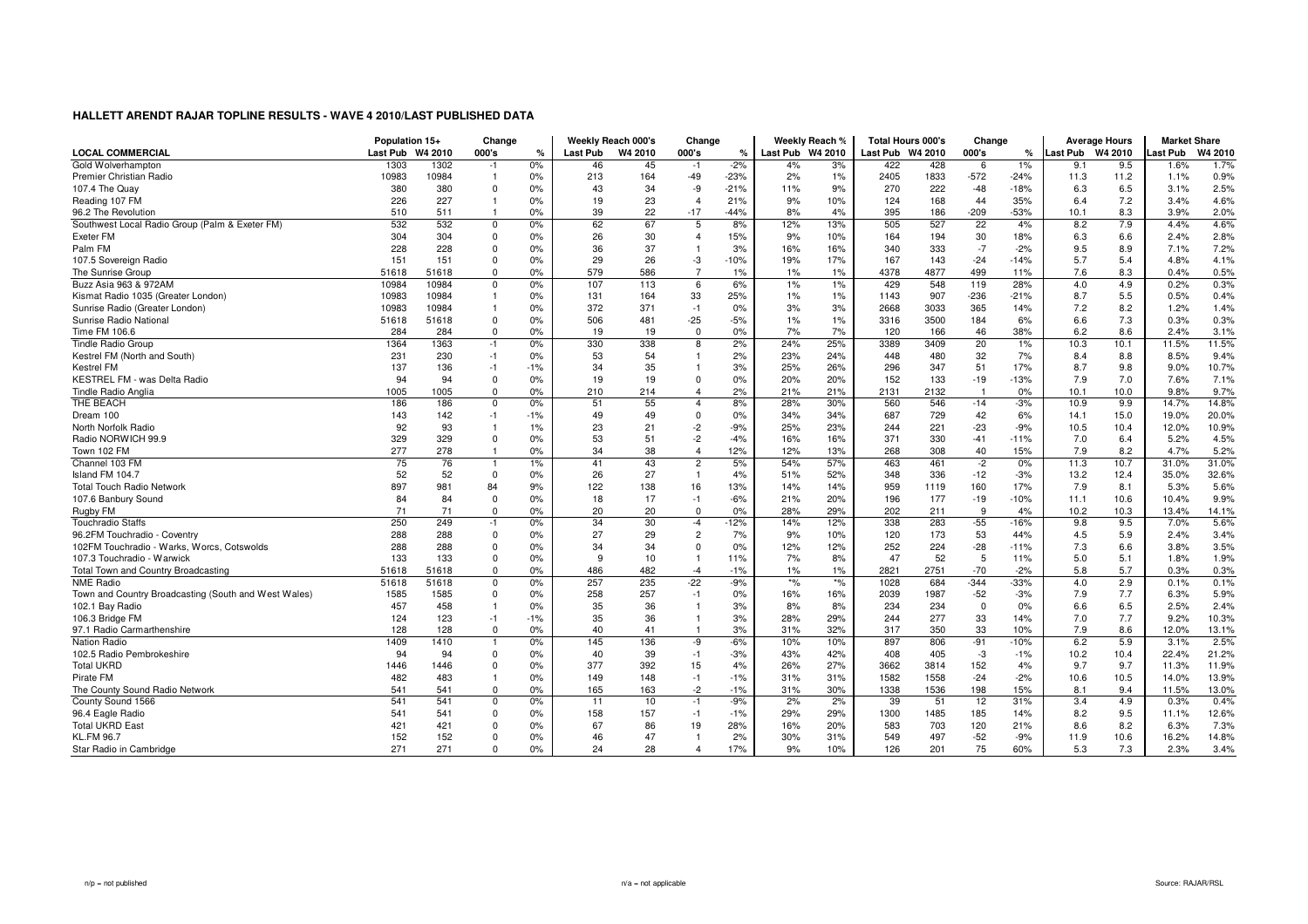## HALLETT ARENDT RAJAR TOPLINE RESULTS - WAVE 4 2010/LAST PUBLISHED DATA

| LOCAL COMMERCIAL | Population 15+ | | Change | | Weekly Reach 000's | | Change | | Weekly Reach % | | Total Hours 000's | | Change | | Average Hours | | Market Share | |
|---|---|---|---|---|---|---|---|---|---|---|---|---|---|---|---|---|---|---|
| | Last Pub | W4 2010 | 000's | % | Last Pub | W4 2010 | 000's | % | Last Pub | W4 2010 | Last Pub | W4 2010 | 000's | % | Last Pub | W4 2010 | Last Pub | W4 2010 |
| Gold Wolverhampton | 1303 | 1302 | -1 | 0% | 46 | 45 | -1 | -2% | 4% | 3% | 422 | 428 | 6 | 1% | 9.1 | 9.5 | 1.6% | 1.7% |
| Premier Christian Radio | 10983 | 10984 | 1 | 0% | 213 | 164 | -49 | -23% | 2% | 1% | 2405 | 1833 | -572 | -24% | 11.3 | 11.2 | 1.1% | 0.9% |
| 107.4 The Quay | 380 | 380 | 0 | 0% | 43 | 34 | -9 | -21% | 11% | 9% | 270 | 222 | -48 | -18% | 6.3 | 6.5 | 3.1% | 2.5% |
| Reading 107 FM | 226 | 227 | 1 | 0% | 19 | 23 | 4 | 21% | 9% | 10% | 124 | 168 | 44 | 35% | 6.4 | 7.2 | 3.4% | 4.6% |
| 96.2 The Revolution | 510 | 511 | 1 | 0% | 39 | 22 | -17 | -44% | 8% | 4% | 395 | 186 | -209 | -53% | 10.1 | 8.3 | 3.9% | 2.0% |
| Southwest Local Radio Group (Palm & Exeter FM) | 532 | 532 | 0 | 0% | 62 | 67 | 5 | 8% | 12% | 13% | 505 | 527 | 22 | 4% | 8.2 | 7.9 | 4.4% | 4.6% |
| Exeter FM | 304 | 304 | 0 | 0% | 26 | 30 | 4 | 15% | 9% | 10% | 164 | 194 | 30 | 18% | 6.3 | 6.6 | 2.4% | 2.8% |
| Palm FM | 228 | 228 | 0 | 0% | 36 | 37 | 1 | 3% | 16% | 16% | 340 | 333 | -7 | -2% | 9.5 | 8.9 | 7.1% | 7.2% |
| 107.5 Sovereign Radio | 151 | 151 | 0 | 0% | 29 | 26 | -3 | -10% | 19% | 17% | 167 | 143 | -24 | -14% | 5.7 | 5.4 | 4.8% | 4.1% |
| The Sunrise Group | 51618 | 51618 | 0 | 0% | 579 | 586 | 7 | 1% | 1% | 1% | 4378 | 4877 | 499 | 11% | 7.6 | 8.3 | 0.4% | 0.5% |
| Buzz Asia 963 & 972AM | 10984 | 10984 | 0 | 0% | 107 | 113 | 6 | 6% | 1% | 1% | 429 | 548 | 119 | 28% | 4.0 | 4.9 | 0.2% | 0.3% |
| Kismat Radio 1035 (Greater London) | 10983 | 10984 | 1 | 0% | 131 | 164 | 33 | 25% | 1% | 1% | 1143 | 907 | -236 | -21% | 8.7 | 5.5 | 0.5% | 0.4% |
| Sunrise Radio (Greater London) | 10983 | 10984 | 1 | 0% | 372 | 371 | -1 | 0% | 3% | 3% | 2668 | 3033 | 365 | 14% | 7.2 | 8.2 | 1.2% | 1.4% |
| Sunrise Radio National | 51618 | 51618 | 0 | 0% | 506 | 481 | -25 | -5% | 1% | 1% | 3316 | 3500 | 184 | 6% | 6.6 | 7.3 | 0.3% | 0.3% |
| Time FM 106.6 | 284 | 284 | 0 | 0% | 19 | 19 | 0 | 0% | 7% | 7% | 120 | 166 | 46 | 38% | 6.2 | 8.6 | 2.4% | 3.1% |
| Tindle Radio Group | 1364 | 1363 | -1 | 0% | 330 | 338 | 8 | 2% | 24% | 25% | 3389 | 3409 | 20 | 1% | 10.3 | 10.1 | 11.5% | 11.5% |
| Kestrel FM (North and South) | 231 | 230 | -1 | 0% | 53 | 54 | 1 | 2% | 23% | 24% | 448 | 480 | 32 | 7% | 8.4 | 8.8 | 8.5% | 9.4% |
| Kestrel FM | 137 | 136 | -1 | -1% | 34 | 35 | 1 | 3% | 25% | 26% | 296 | 347 | 51 | 17% | 8.7 | 9.8 | 9.0% | 10.7% |
| KESTREL FM - was Delta Radio | 94 | 94 | 0 | 0% | 19 | 19 | 0 | 0% | 20% | 20% | 152 | 133 | -19 | -13% | 7.9 | 7.0 | 7.6% | 7.1% |
| Tindle Radio Anglia | 1005 | 1005 | 0 | 0% | 210 | 214 | 4 | 2% | 21% | 21% | 2131 | 2132 | 1 | 0% | 10.1 | 10.0 | 9.8% | 9.7% |
| THE BEACH | 186 | 186 | 0 | 0% | 51 | 55 | 4 | 8% | 28% | 30% | 560 | 546 | -14 | -3% | 10.9 | 9.9 | 14.7% | 14.8% |
| Dream 100 | 143 | 142 | -1 | -1% | 49 | 49 | 0 | 0% | 34% | 34% | 687 | 729 | 42 | 6% | 14.1 | 15.0 | 19.0% | 20.0% |
| North Norfolk Radio | 92 | 93 | 1 | 1% | 23 | 21 | -2 | -9% | 25% | 23% | 244 | 221 | -23 | -9% | 10.5 | 10.4 | 12.0% | 10.9% |
| Radio NORWICH 99.9 | 329 | 329 | 0 | 0% | 53 | 51 | -2 | -4% | 16% | 16% | 371 | 330 | -41 | -11% | 7.0 | 6.4 | 5.2% | 4.5% |
| Town 102 FM | 277 | 278 | 1 | 0% | 34 | 38 | 4 | 12% | 12% | 13% | 268 | 308 | 40 | 15% | 7.9 | 8.2 | 4.7% | 5.2% |
| Channel 103 FM | 75 | 76 | 1 | 1% | 41 | 43 | 2 | 5% | 54% | 57% | 463 | 461 | -2 | 0% | 11.3 | 10.7 | 31.0% | 31.0% |
| Island FM 104.7 | 52 | 52 | 0 | 0% | 26 | 27 | 1 | 4% | 51% | 52% | 348 | 336 | -12 | -3% | 13.2 | 12.4 | 35.0% | 32.6% |
| Total Touch Radio Network | 897 | 981 | 84 | 9% | 122 | 138 | 16 | 13% | 14% | 14% | 959 | 1119 | 160 | 17% | 7.9 | 8.1 | 5.3% | 5.6% |
| 107.6 Banbury Sound | 84 | 84 | 0 | 0% | 18 | 17 | -1 | -6% | 21% | 20% | 196 | 177 | -19 | -10% | 11.1 | 10.6 | 10.4% | 9.9% |
| Rugby FM | 71 | 71 | 0 | 0% | 20 | 20 | 0 | 0% | 28% | 29% | 202 | 211 | 9 | 4% | 10.2 | 10.3 | 13.4% | 14.1% |
| Touchradio Staffs | 250 | 249 | -1 | 0% | 34 | 30 | -4 | -12% | 14% | 12% | 338 | 283 | -55 | -16% | 9.8 | 9.5 | 7.0% | 5.6% |
| 96.2FM Touchradio - Coventry | 288 | 288 | 0 | 0% | 27 | 29 | 2 | 7% | 9% | 10% | 120 | 173 | 53 | 44% | 4.5 | 5.9 | 2.4% | 3.4% |
| 102FM Touchradio - Warks, Worcs, Cotswolds | 288 | 288 | 0 | 0% | 34 | 34 | 0 | 0% | 12% | 12% | 252 | 224 | -28 | -11% | 7.3 | 6.6 | 3.8% | 3.5% |
| 107.3 Touchradio - Warwick | 133 | 133 | 0 | 0% | 9 | 10 | 1 | 11% | 7% | 8% | 47 | 52 | 5 | 11% | 5.0 | 5.1 | 1.8% | 1.9% |
| Total Town and Country Broadcasting | 51618 | 51618 | 0 | 0% | 486 | 482 | -4 | -1% | 1% | 1% | 2821 | 2751 | -70 | -2% | 5.8 | 5.7 | 0.3% | 0.3% |
| NME Radio | 51618 | 51618 | 0 | 0% | 257 | 235 | -22 | -9% | *% | *% | 1028 | 684 | -344 | -33% | 4.0 | 2.9 | 0.1% | 0.1% |
| Town and Country Broadcasting (South and West Wales) | 1585 | 1585 | 0 | 0% | 258 | 257 | -1 | 0% | 16% | 16% | 2039 | 1987 | -52 | -3% | 7.9 | 7.7 | 6.3% | 5.9% |
| 102.1 Bay Radio | 457 | 458 | 1 | 0% | 35 | 36 | 1 | 3% | 8% | 8% | 234 | 234 | 0 | 0% | 6.6 | 6.5 | 2.5% | 2.4% |
| 106.3 Bridge FM | 124 | 123 | -1 | -1% | 35 | 36 | 1 | 3% | 28% | 29% | 244 | 277 | 33 | 14% | 7.0 | 7.7 | 9.2% | 10.3% |
| 97.1 Radio Carmarthenshire | 128 | 128 | 0 | 0% | 40 | 41 | 1 | 3% | 31% | 32% | 317 | 350 | 33 | 10% | 7.9 | 8.6 | 12.0% | 13.1% |
| Nation Radio | 1409 | 1410 | 1 | 0% | 145 | 136 | -9 | -6% | 10% | 10% | 897 | 806 | -91 | -10% | 6.2 | 5.9 | 3.1% | 2.5% |
| 102.5 Radio Pembrokeshire | 94 | 94 | 0 | 0% | 40 | 39 | -1 | -3% | 43% | 42% | 408 | 405 | -3 | -1% | 10.2 | 10.4 | 22.4% | 21.2% |
| Total UKRD | 1446 | 1446 | 0 | 0% | 377 | 392 | 15 | 4% | 26% | 27% | 3662 | 3814 | 152 | 4% | 9.7 | 9.7 | 11.3% | 11.9% |
| Pirate FM | 482 | 483 | 1 | 0% | 149 | 148 | -1 | -1% | 31% | 31% | 1582 | 1558 | -24 | -2% | 10.6 | 10.5 | 14.0% | 13.9% |
| The County Sound Radio Network | 541 | 541 | 0 | 0% | 165 | 163 | -2 | -1% | 31% | 30% | 1338 | 1536 | 198 | 15% | 8.1 | 9.4 | 11.5% | 13.0% |
| County Sound 1566 | 541 | 541 | 0 | 0% | 11 | 10 | -1 | -9% | 2% | 2% | 39 | 51 | 12 | 31% | 3.4 | 4.9 | 0.3% | 0.4% |
| 96.4 Eagle Radio | 541 | 541 | 0 | 0% | 158 | 157 | -1 | -1% | 29% | 29% | 1300 | 1485 | 185 | 14% | 8.2 | 9.5 | 11.1% | 12.6% |
| Total UKRD East | 421 | 421 | 0 | 0% | 67 | 86 | 19 | 28% | 16% | 20% | 583 | 703 | 120 | 21% | 8.6 | 8.2 | 6.3% | 7.3% |
| KL.FM 96.7 | 152 | 152 | 0 | 0% | 46 | 47 | 1 | 2% | 30% | 31% | 549 | 497 | -52 | -9% | 11.9 | 10.6 | 16.2% | 14.8% |
| Star Radio in Cambridge | 271 | 271 | 0 | 0% | 24 | 28 | 4 | 17% | 9% | 10% | 126 | 201 | 75 | 60% | 5.3 | 7.3 | 2.3% | 3.4% |

n/p = not published | n/a = not applicable | Source: RAJAR/RSL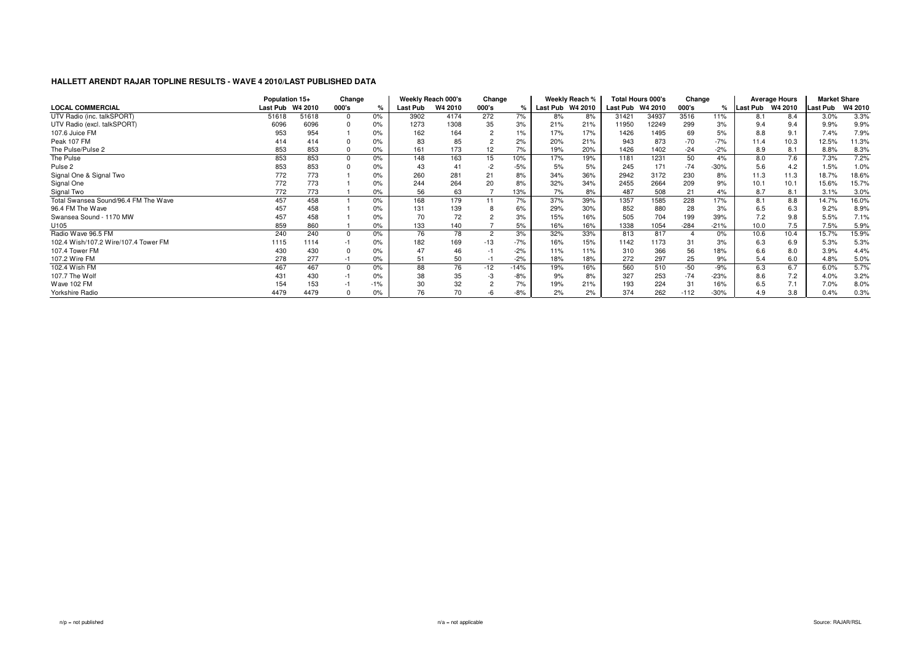## HALLETT ARENDT RAJAR TOPLINE RESULTS - WAVE 4 2010/LAST PUBLISHED DATA

| | Population 15+ | | Change | | Weekly Reach 000's | | Change | | Weekly Reach % | | Total Hours 000's | | Change | | Average Hours | | Market Share | |
|---|---|---|---|---|---|---|---|---|---|---|---|---|---|---|---|---|---|---|
| **LOCAL COMMERCIAL** | Last Pub | W4 2010 | 000's | % | Last Pub | W4 2010 | 000's | % | Last Pub | W4 2010 | Last Pub | W4 2010 | 000's | % | Last Pub | W4 2010 | Last Pub | W4 2010 |
| UTV Radio (inc. talkSPORT) | 51618 | 51618 | 0 | 0% | 3902 | 4174 | 272 | 7% | 8% | 8% | 31421 | 34937 | 3516 | 11% | 8.1 | 8.4 | 3.0% | 3.3% |
| UTV Radio (excl. talkSPORT) | 6096 | 6096 | 0 | 0% | 1273 | 1308 | 35 | 3% | 21% | 21% | 11950 | 12249 | 299 | 3% | 9.4 | 9.4 | 9.9% | 9.9% |
| 107.6 Juice FM | 953 | 954 | 1 | 0% | 162 | 164 | 2 | 1% | 17% | 17% | 1426 | 1495 | 69 | 5% | 8.8 | 9.1 | 7.4% | 7.9% |
| Peak 107 FM | 414 | 414 | 0 | 0% | 83 | 85 | 2 | 2% | 20% | 21% | 943 | 873 | -70 | -7% | 11.4 | 10.3 | 12.5% | 11.3% |
| The Pulse/Pulse 2 | 853 | 853 | 0 | 0% | 161 | 173 | 12 | 7% | 19% | 20% | 1426 | 1402 | -24 | -2% | 8.9 | 8.1 | 8.8% | 8.3% |
| The Pulse | 853 | 853 | 0 | 0% | 148 | 163 | 15 | 10% | 17% | 19% | 1181 | 1231 | 50 | 4% | 8.0 | 7.6 | 7.3% | 7.2% |
| Pulse 2 | 853 | 853 | 0 | 0% | 43 | 41 | -2 | -5% | 5% | 5% | 245 | 171 | -74 | -30% | 5.6 | 4.2 | 1.5% | 1.0% |
| Signal One & Signal Two | 772 | 773 | 1 | 0% | 260 | 281 | 21 | 8% | 34% | 36% | 2942 | 3172 | 230 | 8% | 11.3 | 11.3 | 18.7% | 18.6% |
| Signal One | 772 | 773 | 1 | 0% | 244 | 264 | 20 | 8% | 32% | 34% | 2455 | 2664 | 209 | 9% | 10.1 | 10.1 | 15.6% | 15.7% |
| Signal Two | 772 | 773 | 1 | 0% | 56 | 63 | 7 | 13% | 7% | 8% | 487 | 508 | 21 | 4% | 8.7 | 8.1 | 3.1% | 3.0% |
| Total Swansea Sound/96.4 FM The Wave | 457 | 458 | 1 | 0% | 168 | 179 | 11 | 7% | 37% | 39% | 1357 | 1585 | 228 | 17% | 8.1 | 8.8 | 14.7% | 16.0% |
| 96.4 FM The Wave | 457 | 458 | 1 | 0% | 131 | 139 | 8 | 6% | 29% | 30% | 852 | 880 | 28 | 3% | 6.5 | 6.3 | 9.2% | 8.9% |
| Swansea Sound - 1170 MW | 457 | 458 | 1 | 0% | 70 | 72 | 2 | 3% | 15% | 16% | 505 | 704 | 199 | 39% | 7.2 | 9.8 | 5.5% | 7.1% |
| U105 | 859 | 860 | 1 | 0% | 133 | 140 | 7 | 5% | 16% | 16% | 1338 | 1054 | -284 | -21% | 10.0 | 7.5 | 7.5% | 5.9% |
| Radio Wave 96.5 FM | 240 | 240 | 0 | 0% | 76 | 78 | 2 | 3% | 32% | 33% | 813 | 817 | 4 | 0% | 10.6 | 10.4 | 15.7% | 15.9% |
| 102.4 Wish/107.2 Wire/107.4 Tower FM | 1115 | 1114 | -1 | 0% | 182 | 169 | -13 | -7% | 16% | 15% | 1142 | 1173 | 31 | 3% | 6.3 | 6.9 | 5.3% | 5.3% |
| 107.4 Tower FM | 430 | 430 | 0 | 0% | 47 | 46 | -1 | -2% | 11% | 11% | 310 | 366 | 56 | 18% | 6.6 | 8.0 | 3.9% | 4.4% |
| 107.2 Wire FM | 278 | 277 | -1 | 0% | 51 | 50 | -1 | -2% | 18% | 18% | 272 | 297 | 25 | 9% | 5.4 | 6.0 | 4.8% | 5.0% |
| 102.4 Wish FM | 467 | 467 | 0 | 0% | 88 | 76 | -12 | -14% | 19% | 16% | 560 | 510 | -50 | -9% | 6.3 | 6.7 | 6.0% | 5.7% |
| 107.7 The Wolf | 431 | 430 | -1 | 0% | 38 | 35 | -3 | -8% | 9% | 8% | 327 | 253 | -74 | -23% | 8.6 | 7.2 | 4.0% | 3.2% |
| Wave 102 FM | 154 | 153 | -1 | -1% | 30 | 32 | 2 | 7% | 19% | 21% | 193 | 224 | 31 | 16% | 6.5 | 7.1 | 7.0% | 8.0% |
| Yorkshire Radio | 4479 | 4479 | 0 | 0% | 76 | 70 | -6 | -8% | 2% | 2% | 374 | 262 | -112 | -30% | 4.9 | 3.8 | 0.4% | 0.3% |

n/p = not published

n/a = not applicable

Source: RAJAR/RSL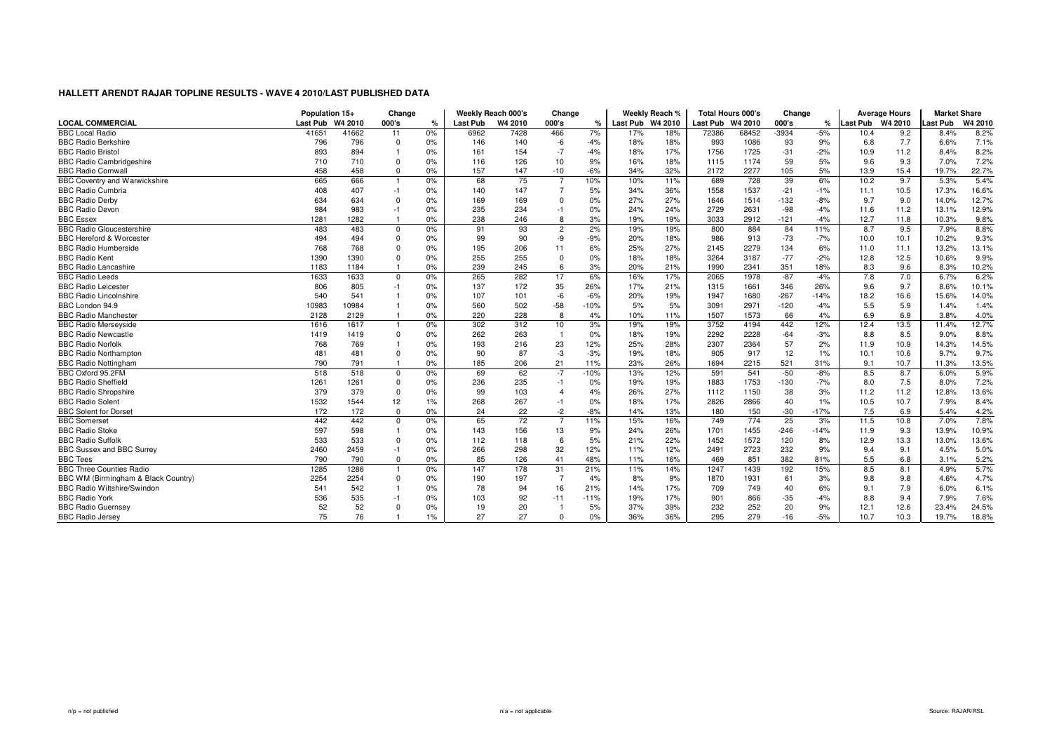# HALLETT ARENDT RAJAR TOPLINE RESULTS - WAVE 4 2010/LAST PUBLISHED DATA

| LOCAL COMMERCIAL | Population 15+ | | Change | | Weekly Reach 000's | | Change | | Weekly Reach % | | Total Hours 000's | | Change | | Average Hours | | Market Share | |
|---|---|---|---|---|---|---|---|---|---|---|---|---|---|---|---|---|---|---|
| | Last Pub | W4 2010 | 000's | % | Last Pub | W4 2010 | 000's | % | Last Pub | W4 2010 | Last Pub | W4 2010 | 000's | % | Last Pub | W4 2010 | Last Pub | W4 2010 |
| BBC Local Radio | 41651 | 41662 | 11 | 0% | 6962 | 7428 | 466 | 7% | 17% | 18% | 72386 | 68452 | -3934 | -5% | 10.4 | 9.2 | 8.4% | 8.2% |
| BBC Radio Berkshire | 796 | 796 | 0 | 0% | 146 | 140 | -6 | -4% | 18% | 18% | 993 | 1086 | 93 | 9% | 6.8 | 7.7 | 6.6% | 7.1% |
| BBC Radio Bristol | 893 | 894 | 1 | 0% | 161 | 154 | -7 | -4% | 18% | 17% | 1756 | 1725 | -31 | -2% | 10.9 | 11.2 | 8.4% | 8.2% |
| BBC Radio Cambridgeshire | 710 | 710 | 0 | 0% | 116 | 126 | 10 | 9% | 16% | 18% | 1115 | 1174 | 59 | 5% | 9.6 | 9.3 | 7.0% | 7.2% |
| BBC Radio Cornwall | 458 | 458 | 0 | 0% | 157 | 147 | -10 | -6% | 34% | 32% | 2172 | 2277 | 105 | 5% | 13.9 | 15.4 | 19.7% | 22.7% |
| BBC Coventry and Warwickshire | 665 | 666 | 1 | 0% | 68 | 75 | 7 | 10% | 10% | 11% | 689 | 728 | 39 | 6% | 10.2 | 9.7 | 5.3% | 5.4% |
| BBC Radio Cumbria | 408 | 407 | -1 | 0% | 140 | 147 | 7 | 5% | 34% | 36% | 1558 | 1537 | -21 | -1% | 11.1 | 10.5 | 17.3% | 16.6% |
| BBC Radio Derby | 634 | 634 | 0 | 0% | 169 | 169 | 0 | 0% | 27% | 27% | 1646 | 1514 | -132 | -8% | 9.7 | 9.0 | 14.0% | 12.7% |
| BBC Radio Devon | 984 | 983 | -1 | 0% | 235 | 234 | -1 | 0% | 24% | 24% | 2729 | 2631 | -98 | -4% | 11.6 | 11.2 | 13.1% | 12.9% |
| BBC Essex | 1281 | 1282 | 1 | 0% | 238 | 246 | 8 | 3% | 19% | 19% | 3033 | 2912 | -121 | -4% | 12.7 | 11.8 | 10.3% | 9.8% |
| BBC Radio Gloucestershire | 483 | 483 | 0 | 0% | 91 | 93 | 2 | 2% | 19% | 19% | 800 | 884 | 84 | 11% | 8.7 | 9.5 | 7.9% | 8.8% |
| BBC Hereford & Worcester | 494 | 494 | 0 | 0% | 99 | 90 | -9 | -9% | 20% | 18% | 986 | 913 | -73 | -7% | 10.0 | 10.1 | 10.2% | 9.3% |
| BBC Radio Humberside | 768 | 768 | 0 | 0% | 195 | 206 | 11 | 6% | 25% | 27% | 2145 | 2279 | 134 | 6% | 11.0 | 11.1 | 13.2% | 13.1% |
| BBC Radio Kent | 1390 | 1390 | 0 | 0% | 255 | 255 | 0 | 0% | 18% | 18% | 3264 | 3187 | -77 | -2% | 12.8 | 12.5 | 10.6% | 9.9% |
| BBC Radio Lancashire | 1183 | 1184 | 1 | 0% | 239 | 245 | 6 | 3% | 20% | 21% | 1990 | 2341 | 351 | 18% | 8.3 | 9.6 | 8.3% | 10.2% |
| BBC Radio Leeds | 1633 | 1633 | 0 | 0% | 265 | 282 | 17 | 6% | 16% | 17% | 2065 | 1978 | -87 | -4% | 7.8 | 7.0 | 6.7% | 6.2% |
| BBC Radio Leicester | 806 | 805 | -1 | 0% | 137 | 172 | 35 | 26% | 17% | 21% | 1315 | 1661 | 346 | 26% | 9.6 | 9.7 | 8.6% | 10.1% |
| BBC Radio Lincolnshire | 540 | 541 | 1 | 0% | 107 | 101 | -6 | -6% | 20% | 19% | 1947 | 1680 | -267 | -14% | 18.2 | 16.6 | 15.6% | 14.0% |
| BBC London 94.9 | 10983 | 10984 | 1 | 0% | 560 | 502 | -58 | -10% | 5% | 5% | 3091 | 2971 | -120 | -4% | 5.5 | 5.9 | 1.4% | 1.4% |
| BBC Radio Manchester | 2128 | 2129 | 1 | 0% | 220 | 228 | 8 | 4% | 10% | 11% | 1507 | 1573 | 66 | 4% | 6.9 | 6.9 | 3.8% | 4.0% |
| BBC Radio Merseyside | 1616 | 1617 | 1 | 0% | 302 | 312 | 10 | 3% | 19% | 19% | 3752 | 4194 | 442 | 12% | 12.4 | 13.5 | 11.4% | 12.7% |
| BBC Radio Newcastle | 1419 | 1419 | 0 | 0% | 262 | 263 | 1 | 0% | 18% | 19% | 2292 | 2228 | -64 | -3% | 8.8 | 8.5 | 9.0% | 8.8% |
| BBC Radio Norfolk | 768 | 769 | 1 | 0% | 193 | 216 | 23 | 12% | 25% | 28% | 2307 | 2364 | 57 | 2% | 11.9 | 10.9 | 14.3% | 14.5% |
| BBC Radio Northampton | 481 | 481 | 0 | 0% | 90 | 87 | -3 | -3% | 19% | 18% | 905 | 917 | 12 | 1% | 10.1 | 10.6 | 9.7% | 9.7% |
| BBC Radio Nottingham | 790 | 791 | 1 | 0% | 185 | 206 | 21 | 11% | 23% | 26% | 1694 | 2215 | 521 | 31% | 9.1 | 10.7 | 11.3% | 13.5% |
| BBC Oxford 95.2FM | 518 | 518 | 0 | 0% | 69 | 62 | -7 | -10% | 13% | 12% | 591 | 541 | -50 | -8% | 8.5 | 8.7 | 6.0% | 5.9% |
| BBC Radio Sheffield | 1261 | 1261 | 0 | 0% | 236 | 235 | -1 | 0% | 19% | 19% | 1883 | 1753 | -130 | -7% | 8.0 | 7.5 | 8.0% | 7.2% |
| BBC Radio Shropshire | 379 | 379 | 0 | 0% | 99 | 103 | 4 | 4% | 26% | 27% | 1112 | 1150 | 38 | 3% | 11.2 | 11.2 | 12.8% | 13.6% |
| BBC Radio Solent | 1532 | 1544 | 12 | 1% | 268 | 267 | -1 | 0% | 18% | 17% | 2826 | 2866 | 40 | 1% | 10.5 | 10.7 | 7.9% | 8.4% |
| BBC Solent for Dorset | 172 | 172 | 0 | 0% | 24 | 22 | -2 | -8% | 14% | 13% | 180 | 150 | -30 | -17% | 7.5 | 6.9 | 5.4% | 4.2% |
| BBC Somerset | 442 | 442 | 0 | 0% | 65 | 72 | 7 | 11% | 15% | 16% | 749 | 774 | 25 | 3% | 11.5 | 10.8 | 7.0% | 7.8% |
| BBC Radio Stoke | 597 | 598 | 1 | 0% | 143 | 156 | 13 | 9% | 24% | 26% | 1701 | 1455 | -246 | -14% | 11.9 | 9.3 | 13.9% | 10.9% |
| BBC Radio Suffolk | 533 | 533 | 0 | 0% | 112 | 118 | 6 | 5% | 21% | 22% | 1452 | 1572 | 120 | 8% | 12.9 | 13.3 | 13.0% | 13.6% |
| BBC Sussex and BBC Surrey | 2460 | 2459 | -1 | 0% | 266 | 298 | 32 | 12% | 11% | 12% | 2491 | 2723 | 232 | 9% | 9.4 | 9.1 | 4.5% | 5.0% |
| BBC Tees | 790 | 790 | 0 | 0% | 85 | 126 | 41 | 48% | 11% | 16% | 469 | 851 | 382 | 81% | 5.5 | 6.8 | 3.1% | 5.2% |
| BBC Three Counties Radio | 1285 | 1286 | 1 | 0% | 147 | 178 | 31 | 21% | 11% | 14% | 1247 | 1439 | 192 | 15% | 8.5 | 8.1 | 4.9% | 5.7% |
| BBC WM (Birmingham & Black Country) | 2254 | 2254 | 0 | 0% | 190 | 197 | 7 | 4% | 8% | 9% | 1870 | 1931 | 61 | 3% | 9.8 | 9.8 | 4.6% | 4.7% |
| BBC Radio Wiltshire/Swindon | 541 | 542 | 1 | 0% | 78 | 94 | 16 | 21% | 14% | 17% | 709 | 749 | 40 | 6% | 9.1 | 7.9 | 6.0% | 6.1% |
| BBC Radio York | 536 | 535 | -1 | 0% | 103 | 92 | -11 | -11% | 19% | 17% | 901 | 866 | -35 | -4% | 8.8 | 9.4 | 7.9% | 7.6% |
| BBC Radio Guernsey | 52 | 52 | 0 | 0% | 19 | 20 | 1 | 5% | 37% | 39% | 232 | 252 | 20 | 9% | 12.1 | 12.6 | 23.4% | 24.5% |
| BBC Radio Jersey | 75 | 76 | 1 | 1% | 27 | 27 | 0 | 0% | 36% | 36% | 295 | 279 | -16 | -5% | 10.7 | 10.3 | 19.7% | 18.8% |

n/p = not published        n/a = not applicable        Source: RAJAR/RSL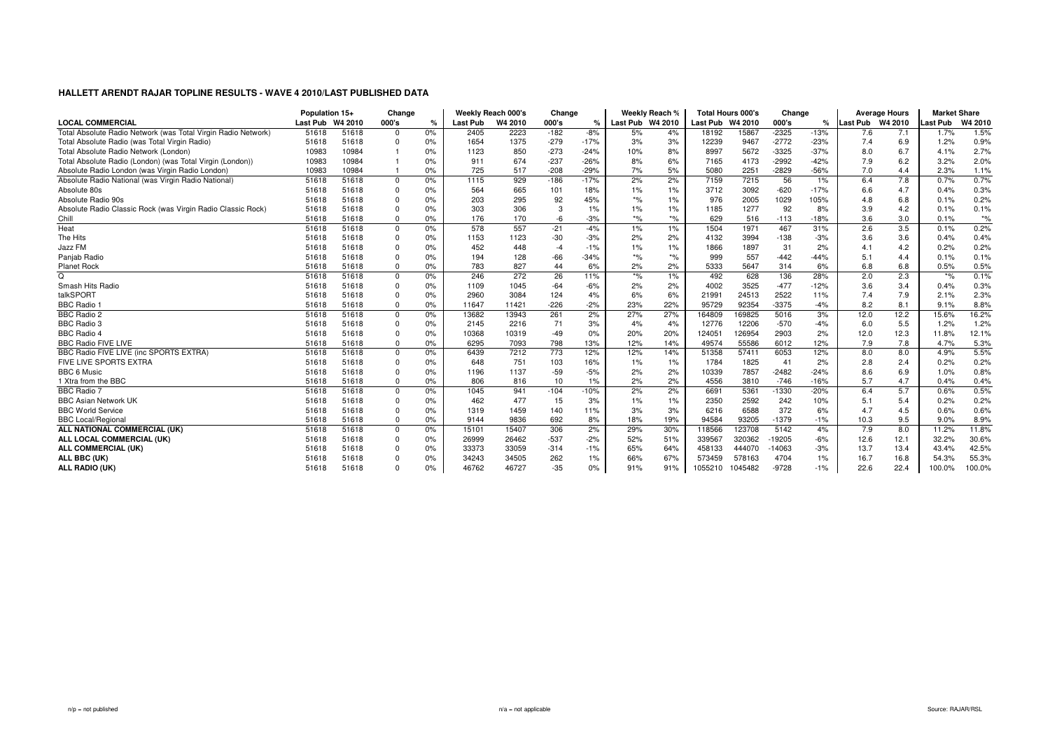## HALLETT ARENDT RAJAR TOPLINE RESULTS - WAVE 4 2010/LAST PUBLISHED DATA

| | Population 15+ | | Change | | Weekly Reach 000's | | Change | | Weekly Reach % | | Total Hours 000's | | Change | | Average Hours | | Market Share | |
|---|---|---|---|---|---|---|---|---|---|---|---|---|---|---|---|---|---|---|
| **LOCAL COMMERCIAL** | Last Pub | W4 2010 | 000's | % | Last Pub | W4 2010 | 000's | % | Last Pub | W4 2010 | Last Pub | W4 2010 | 000's | % | Last Pub | W4 2010 | Last Pub | W4 2010 |
| Total Absolute Radio Network (was Total Virgin Radio Network) | 51618 | 51618 | 0 | 0% | 2405 | 2223 | -182 | -8% | 5% | 4% | 18192 | 15867 | -2325 | -13% | 7.6 | 7.1 | 1.7% | 1.5% |
| Total Absolute Radio (was Total Virgin Radio) | 51618 | 51618 | 0 | 0% | 1654 | 1375 | -279 | -17% | 3% | 3% | 12239 | 9467 | -2772 | -23% | 7.4 | 6.9 | 1.2% | 0.9% |
| Total Absolute Radio Network (London) | 10983 | 10984 | 1 | 0% | 1123 | 850 | -273 | -24% | 10% | 8% | 8997 | 5672 | -3325 | -37% | 8.0 | 6.7 | 4.1% | 2.7% |
| Total Absolute Radio (London) (was Total Virgin (London)) | 10983 | 10984 | 1 | 0% | 911 | 674 | -237 | -26% | 8% | 6% | 7165 | 4173 | -2992 | -42% | 7.9 | 6.2 | 3.2% | 2.0% |
| Absolute Radio London (was Virgin Radio London) | 10983 | 10984 | 1 | 0% | 725 | 517 | -208 | -29% | 7% | 5% | 5080 | 2251 | -2829 | -56% | 7.0 | 4.4 | 2.3% | 1.1% |
| Absolute Radio National (was Virgin Radio National) | 51618 | 51618 | 0 | 0% | 1115 | 929 | -186 | -17% | 2% | 2% | 7159 | 7215 | 56 | 1% | 6.4 | 7.8 | 0.7% | 0.7% |
| Absolute 80s | 51618 | 51618 | 0 | 0% | 564 | 665 | 101 | 18% | 1% | 1% | 3712 | 3092 | -620 | -17% | 6.6 | 4.7 | 0.4% | 0.3% |
| Absolute Radio 90s | 51618 | 51618 | 0 | 0% | 203 | 295 | 92 | 45% | *% | 1% | 976 | 2005 | 1029 | 105% | 4.8 | 6.8 | 0.1% | 0.2% |
| Absolute Radio Classic Rock (was Virgin Radio Classic Rock) | 51618 | 51618 | 0 | 0% | 303 | 306 | 3 | 1% | 1% | 1% | 1185 | 1277 | 92 | 8% | 3.9 | 4.2 | 0.1% | 0.1% |
| Chill | 51618 | 51618 | 0 | 0% | 176 | 170 | -6 | -3% | *% | *% | 629 | 516 | -113 | -18% | 3.6 | 3.0 | 0.1% | *% |
| Heat | 51618 | 51618 | 0 | 0% | 578 | 557 | -21 | -4% | 1% | 1% | 1504 | 1971 | 467 | 31% | 2.6 | 3.5 | 0.1% | 0.2% |
| The Hits | 51618 | 51618 | 0 | 0% | 1153 | 1123 | -30 | -3% | 2% | 2% | 4132 | 3994 | -138 | -3% | 3.6 | 3.6 | 0.4% | 0.4% |
| Jazz FM | 51618 | 51618 | 0 | 0% | 452 | 448 | -4 | -1% | 1% | 1% | 1866 | 1897 | 31 | 2% | 4.1 | 4.2 | 0.2% | 0.2% |
| Panjab Radio | 51618 | 51618 | 0 | 0% | 194 | 128 | -66 | -34% | *% | *% | 999 | 557 | -442 | -44% | 5.1 | 4.4 | 0.1% | 0.1% |
| Planet Rock | 51618 | 51618 | 0 | 0% | 783 | 827 | 44 | 6% | 2% | 2% | 5333 | 5647 | 314 | 6% | 6.8 | 6.8 | 0.5% | 0.5% |
| Q | 51618 | 51618 | 0 | 0% | 246 | 272 | 26 | 11% | *% | 1% | 492 | 628 | 136 | 28% | 2.0 | 2.3 | *% | 0.1% |
| Smash Hits Radio | 51618 | 51618 | 0 | 0% | 1109 | 1045 | -64 | -6% | 2% | 2% | 4002 | 3525 | -477 | -12% | 3.6 | 3.4 | 0.4% | 0.3% |
| talkSPORT | 51618 | 51618 | 0 | 0% | 2960 | 3084 | 124 | 4% | 6% | 6% | 21991 | 24513 | 2522 | 11% | 7.4 | 7.9 | 2.1% | 2.3% |
| BBC Radio 1 | 51618 | 51618 | 0 | 0% | 11647 | 11421 | -226 | -2% | 23% | 22% | 95729 | 92354 | -3375 | -4% | 8.2 | 8.1 | 9.1% | 8.8% |
| BBC Radio 2 | 51618 | 51618 | 0 | 0% | 13682 | 13943 | 261 | 2% | 27% | 27% | 164809 | 169825 | 5016 | 3% | 12.0 | 12.2 | 15.6% | 16.2% |
| BBC Radio 3 | 51618 | 51618 | 0 | 0% | 2145 | 2216 | 71 | 3% | 4% | 4% | 12776 | 12206 | -570 | -4% | 6.0 | 5.5 | 1.2% | 1.2% |
| BBC Radio 4 | 51618 | 51618 | 0 | 0% | 10368 | 10319 | -49 | 0% | 20% | 20% | 124051 | 126954 | 2903 | 2% | 12.0 | 12.3 | 11.8% | 12.1% |
| BBC Radio FIVE LIVE | 51618 | 51618 | 0 | 0% | 6295 | 7093 | 798 | 13% | 12% | 14% | 49574 | 55586 | 6012 | 12% | 7.9 | 7.8 | 4.7% | 5.3% |
| BBC Radio FIVE LIVE (inc SPORTS EXTRA) | 51618 | 51618 | 0 | 0% | 6439 | 7212 | 773 | 12% | 12% | 14% | 51358 | 57411 | 6053 | 12% | 8.0 | 8.0 | 4.9% | 5.5% |
| FIVE LIVE SPORTS EXTRA | 51618 | 51618 | 0 | 0% | 648 | 751 | 103 | 16% | 1% | 1% | 1784 | 1825 | 41 | 2% | 2.8 | 2.4 | 0.2% | 0.2% |
| BBC 6 Music | 51618 | 51618 | 0 | 0% | 1196 | 1137 | -59 | -5% | 2% | 2% | 10339 | 7857 | -2482 | -24% | 8.6 | 6.9 | 1.0% | 0.8% |
| 1 Xtra from the BBC | 51618 | 51618 | 0 | 0% | 806 | 816 | 10 | 1% | 2% | 2% | 4556 | 3810 | -746 | -16% | 5.7 | 4.7 | 0.4% | 0.4% |
| BBC Radio 7 | 51618 | 51618 | 0 | 0% | 1045 | 941 | -104 | -10% | 2% | 2% | 6691 | 5361 | -1330 | -20% | 6.4 | 5.7 | 0.6% | 0.5% |
| BBC Asian Network UK | 51618 | 51618 | 0 | 0% | 462 | 477 | 15 | 3% | 1% | 1% | 2350 | 2592 | 242 | 10% | 5.1 | 5.4 | 0.2% | 0.2% |
| BBC World Service | 51618 | 51618 | 0 | 0% | 1319 | 1459 | 140 | 11% | 3% | 3% | 6216 | 6588 | 372 | 6% | 4.7 | 4.5 | 0.6% | 0.6% |
| BBC Local/Regional | 51618 | 51618 | 0 | 0% | 9144 | 9836 | 692 | 8% | 18% | 19% | 94584 | 93205 | -1379 | -1% | 10.3 | 9.5 | 9.0% | 8.9% |
| **ALL NATIONAL COMMERCIAL (UK)** | 51618 | 51618 | 0 | 0% | 15101 | 15407 | 306 | 2% | 29% | 30% | 118566 | 123708 | 5142 | 4% | 7.9 | 8.0 | 11.2% | 11.8% |
| **ALL LOCAL COMMERCIAL (UK)** | 51618 | 51618 | 0 | 0% | 26999 | 26462 | -537 | -2% | 52% | 51% | 339567 | 320362 | -19205 | -6% | 12.6 | 12.1 | 32.2% | 30.6% |
| **ALL COMMERCIAL (UK)** | 51618 | 51618 | 0 | 0% | 33373 | 33059 | -314 | -1% | 65% | 64% | 458133 | 444070 | -14063 | -3% | 13.7 | 13.4 | 43.4% | 42.5% |
| **ALL BBC (UK)** | 51618 | 51618 | 0 | 0% | 34243 | 34505 | 262 | 1% | 66% | 67% | 573459 | 578163 | 4704 | 1% | 16.7 | 16.8 | 54.3% | 55.3% |
| **ALL RADIO (UK)** | 51618 | 51618 | 0 | 0% | 46762 | 46727 | -35 | 0% | 91% | 91% | 1055210 | 1045482 | -9728 | -1% | 22.6 | 22.4 | 100.0% | 100.0% |

n/p = not published

n/a = not applicable

Source: RAJAR/RSL